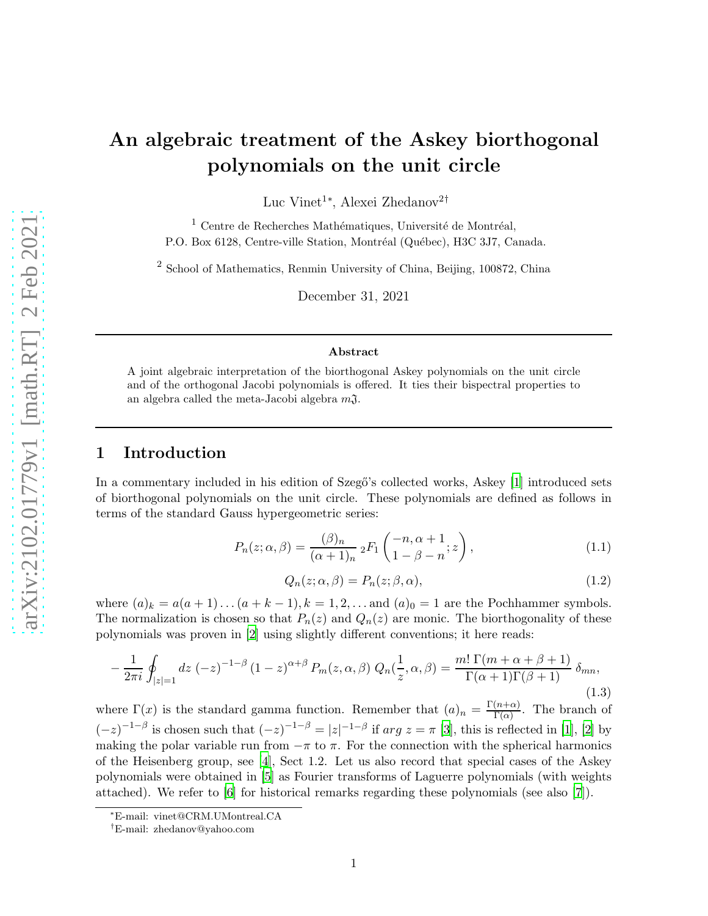# An algebraic treatment of the Askey biorthogonal polynomials on the unit circle

Luc Vinet[1]*, Alexei Zhedanov[2]†

[1] Centre de Recherches Mathématiques, Université de Montréal, P.O. Box 6128, Centre-ville Station, Montréal (Québec), H3C 3J7, Canada.

[2] School of Mathematics, Renmin University of China, Beijing, 100872, China

December 31, 2021

---

**Abstract**

A joint algebraic interpretation of the biorthogonal Askey polynomials on the unit circle and of the orthogonal Jacobi polynomials is offered. It ties their bispectral properties to an algebra called the meta-Jacobi algebra $m\mathfrak{J}$.

---

## 1 Introduction

In a commentary included in his edition of Szegő's collected works, Askey [1] introduced sets of biorthogonal polynomials on the unit circle. These polynomials are defined as follows in terms of the standard Gauss hypergeometric series:

$$P_n(z;\alpha,\beta) = \frac{(\beta)_n}{(\alpha+1)_n}\, {}_2F_1\left(\begin{matrix}-n, \alpha+1\\ 1-\beta-n\end{matrix}; z\right), \tag{1.1}$$

$$Q_n(z;\alpha,\beta) = P_n(z;\beta,\alpha), \tag{1.2}$$

where $(a)_k = a(a+1)\dots(a+k-1), k = 1, 2, \dots$ and $(a)_0 = 1$ are the Pochhammer symbols. The normalization is chosen so that $P_n(z)$ and $Q_n(z)$ are monic. The biorthogonality of these polynomials was proven in [2] using slightly different conventions; it here reads:

$$-\frac{1}{2\pi i}\oint_{|z|=1} dz\, (-z)^{-1-\beta}\,(1-z)^{\alpha+\beta}\, P_m(z,\alpha,\beta)\, Q_n(\frac{1}{z},\alpha,\beta) = \frac{m!\,\Gamma(m+\alpha+\beta+1)}{\Gamma(\alpha+1)\Gamma(\beta+1)}\,\delta_{mn}, \tag{1.3}$$

where $\Gamma(x)$ is the standard gamma function. Remember that $(a)_n = \frac{\Gamma(n+\alpha)}{\Gamma(\alpha)}$. The branch of $(-z)^{-1-\beta}$ is chosen such that $(-z)^{-1-\beta} = |z|^{-1-\beta}$ if $arg\ z = \pi$ [3], this is reflected in [1], [2] by making the polar variable run from $-\pi$ to $\pi$. For the connection with the spherical harmonics of the Heisenberg group, see [4], Sect 1.2. Let us also record that special cases of the Askey polynomials were obtained in [5] as Fourier transforms of Laguerre polynomials (with weights attached). We refer to [6] for historical remarks regarding these polynomials (see also [7]).

*E-mail: vinet@CRM.UMontreal.CA

†E-mail: zhedanov@yahoo.com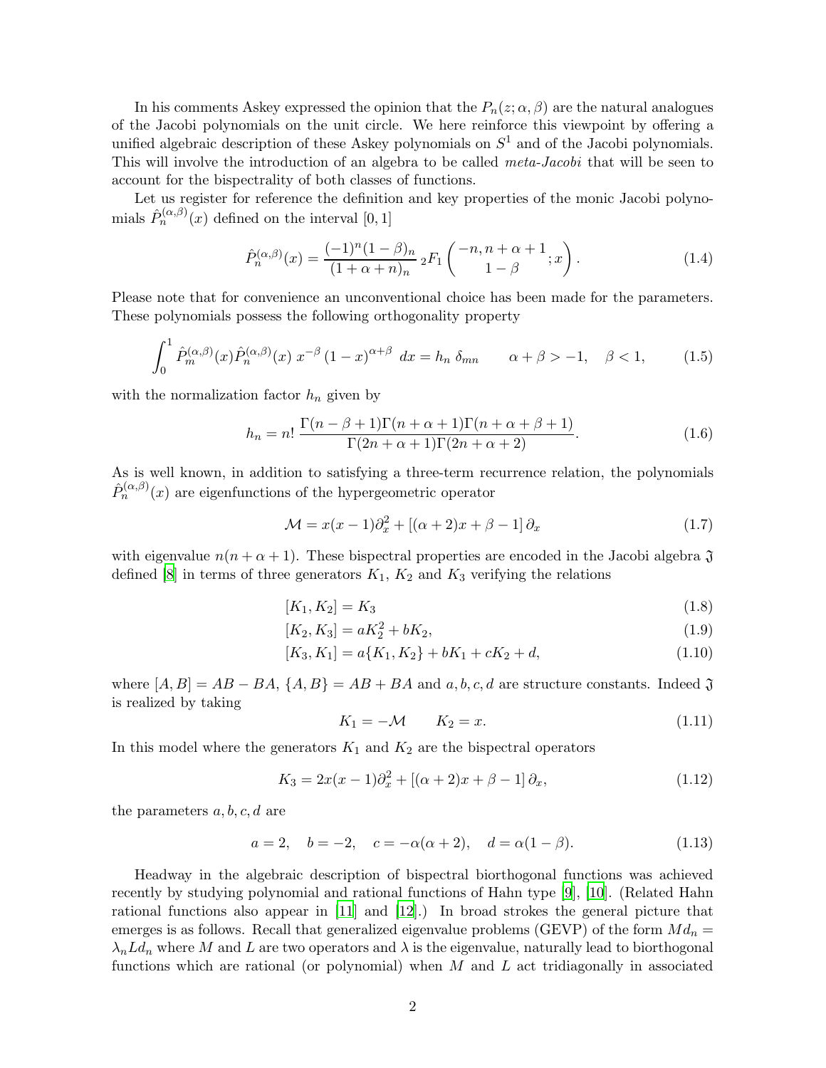In his comments Askey expressed the opinion that the $P_n(z;\alpha,\beta)$ are the natural analogues of the Jacobi polynomials on the unit circle. We here reinforce this viewpoint by offering a unified algebraic description of these Askey polynomials on $S^1$ and of the Jacobi polynomials. This will involve the introduction of an algebra to be called *meta-Jacobi* that will be seen to account for the bispectrality of both classes of functions.

Let us register for reference the definition and key properties of the monic Jacobi polynomials $\hat{P}_n^{(\alpha,\beta)}(x)$ defined on the interval $[0,1]$

$$
\hat{P}_n^{(\alpha,\beta)}(x) = \frac{(-1)^n(1-\beta)_n}{(1+\alpha+n)_n}\,{}_2F_1\left(\begin{matrix}-n, n+\alpha+1\\ 1-\beta\end{matrix};x\right). \tag{1.4}
$$

Please note that for convenience an unconventional choice has been made for the parameters. These polynomials possess the following orthogonality property

$$
\int_0^1 \hat{P}_m^{(\alpha,\beta)}(x)\hat{P}_n^{(\alpha,\beta)}(x)\, x^{-\beta}\,(1-x)^{\alpha+\beta}\, dx = h_n\,\delta_{mn} \qquad \alpha+\beta>-1, \quad \beta<1, \tag{1.5}
$$

with the normalization factor $h_n$ given by

$$
h_n = n!\,\frac{\Gamma(n-\beta+1)\Gamma(n+\alpha+1)\Gamma(n+\alpha+\beta+1)}{\Gamma(2n+\alpha+1)\Gamma(2n+\alpha+2)}. \tag{1.6}
$$

As is well known, in addition to satisfying a three-term recurrence relation, the polynomials $\hat{P}_n^{(\alpha,\beta)}(x)$ are eigenfunctions of the hypergeometric operator

$$
\mathcal{M} = x(x-1)\partial_x^2 + \left[(\alpha+2)x+\beta-1\right]\partial_x \tag{1.7}
$$

with eigenvalue $n(n+\alpha+1)$. These bispectral properties are encoded in the Jacobi algebra $\mathfrak{J}$ defined [8] in terms of three generators $K_1$, $K_2$ and $K_3$ verifying the relations

$$
[K_1, K_2] = K_3 \tag{1.8}
$$

$$
[K_2, K_3] = aK_2^2 + bK_2, \tag{1.9}
$$

$$
[K_3, K_1] = a\{K_1, K_2\} + bK_1 + cK_2 + d, \tag{1.10}
$$

where $[A,B] = AB-BA$, $\{A,B\} = AB+BA$ and $a,b,c,d$ are structure constants. Indeed $\mathfrak{J}$ is realized by taking

$$
K_1 = -\mathcal{M} \qquad K_2 = x. \tag{1.11}
$$

In this model where the generators $K_1$ and $K_2$ are the bispectral operators

$$
K_3 = 2x(x-1)\partial_x^2 + \left[(\alpha+2)x+\beta-1\right]\partial_x, \tag{1.12}
$$

the parameters $a,b,c,d$ are

$$
a=2, \quad b=-2, \quad c=-\alpha(\alpha+2), \quad d=\alpha(1-\beta). \tag{1.13}
$$

Headway in the algebraic description of bispectral biorthogonal functions was achieved recently by studying polynomial and rational functions of Hahn type [9], [10]. (Related Hahn rational functions also appear in [11] and [12].) In broad strokes the general picture that emerges is as follows. Recall that generalized eigenvalue problems (GEVP) of the form $Md_n = \lambda_n L d_n$ where $M$ and $L$ are two operators and $\lambda$ is the eigenvalue, naturally lead to biorthogonal functions which are rational (or polynomial) when $M$ and $L$ act tridiagonally in associated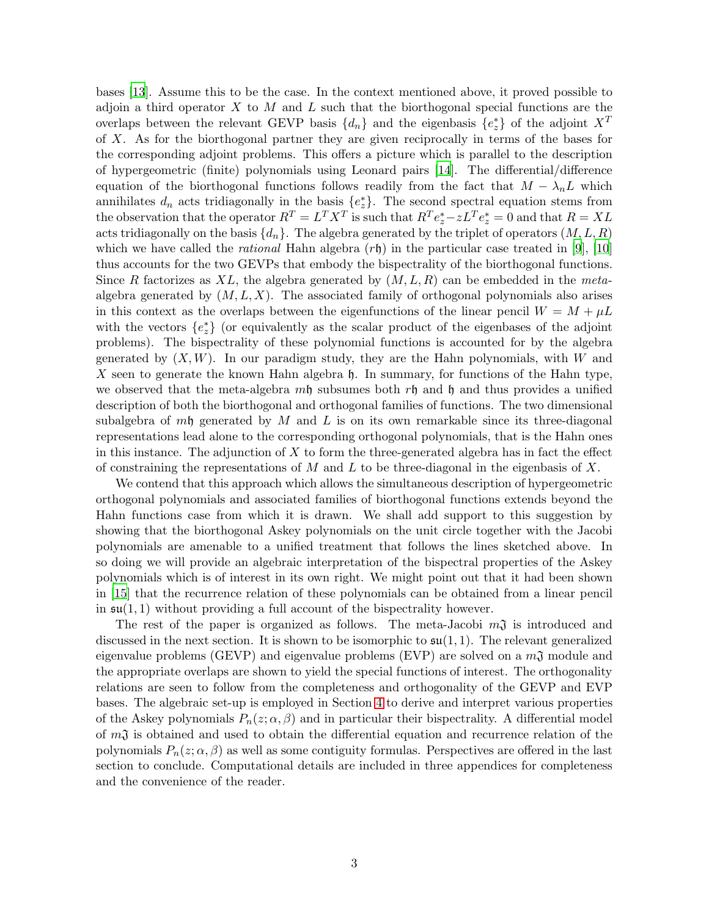bases [13]. Assume this to be the case. In the context mentioned above, it proved possible to adjoin a third operator $X$ to $M$ and $L$ such that the biorthogonal special functions are the overlaps between the relevant GEVP basis $\{d_n\}$ and the eigenbasis $\{e^*_z\}$ of the adjoint $X^T$ of $X$. As for the biorthogonal partner they are given reciprocally in terms of the bases for the corresponding adjoint problems. This offers a picture which is parallel to the description of hypergeometric (finite) polynomials using Leonard pairs [14]. The differential/difference equation of the biorthogonal functions follows readily from the fact that $M - \lambda_n L$ which annihilates $d_n$ acts tridiagonally in the basis $\{e^*_z\}$. The second spectral equation stems from the observation that the operator $R^T = L^T X^T$ is such that $R^T e^*_z - z L^T e^*_z = 0$ and that $R = XL$ acts tridiagonally on the basis $\{d_n\}$. The algebra generated by the triplet of operators $(M, L, R)$ which we have called the *rational* Hahn algebra ($r\mathfrak{h}$) in the particular case treated in [9], [10] thus accounts for the two GEVPs that embody the bispectrality of the biorthogonal functions. Since $R$ factorizes as $XL$, the algebra generated by $(M, L, R)$ can be embedded in the *meta*-algebra generated by $(M, L, X)$. The associated family of orthogonal polynomials also arises in this context as the overlaps between the eigenfunctions of the linear pencil $W = M + \mu L$ with the vectors $\{e^*_z\}$ (or equivalently as the scalar product of the eigenbases of the adjoint problems). The bispectrality of these polynomial functions is accounted for by the algebra generated by $(X, W)$. In our paradigm study, they are the Hahn polynomials, with $W$ and $X$ seen to generate the known Hahn algebra $\mathfrak{h}$. In summary, for functions of the Hahn type, we observed that the meta-algebra $m\mathfrak{h}$ subsumes both $r\mathfrak{h}$ and $\mathfrak{h}$ and thus provides a unified description of both the biorthogonal and orthogonal families of functions. The two dimensional subalgebra of $m\mathfrak{h}$ generated by $M$ and $L$ is on its own remarkable since its three-diagonal representations lead alone to the corresponding orthogonal polynomials, that is the Hahn ones in this instance. The adjunction of $X$ to form the three-generated algebra has in fact the effect of constraining the representations of $M$ and $L$ to be three-diagonal in the eigenbasis of $X$.

We contend that this approach which allows the simultaneous description of hypergeometric orthogonal polynomials and associated families of biorthogonal functions extends beyond the Hahn functions case from which it is drawn. We shall add support to this suggestion by showing that the biorthogonal Askey polynomials on the unit circle together with the Jacobi polynomials are amenable to a unified treatment that follows the lines sketched above. In so doing we will provide an algebraic interpretation of the bispectral properties of the Askey polynomials which is of interest in its own right. We might point out that it had been shown in [15] that the recurrence relation of these polynomials can be obtained from a linear pencil in $\mathfrak{su}(1,1)$ without providing a full account of the bispectrality however.

The rest of the paper is organized as follows. The meta-Jacobi $m\mathfrak{J}$ is introduced and discussed in the next section. It is shown to be isomorphic to $\mathfrak{su}(1,1)$. The relevant generalized eigenvalue problems (GEVP) and eigenvalue problems (EVP) are solved on a $m\mathfrak{J}$ module and the appropriate overlaps are shown to yield the special functions of interest. The orthogonality relations are seen to follow from the completeness and orthogonality of the GEVP and EVP bases. The algebraic set-up is employed in Section 4 to derive and interpret various properties of the Askey polynomials $P_n(z; \alpha, \beta)$ and in particular their bispectrality. A differential model of $m\mathfrak{J}$ is obtained and used to obtain the differential equation and recurrence relation of the polynomials $P_n(z; \alpha, \beta)$ as well as some contiguity formulas. Perspectives are offered in the last section to conclude. Computational details are included in three appendices for completeness and the convenience of the reader.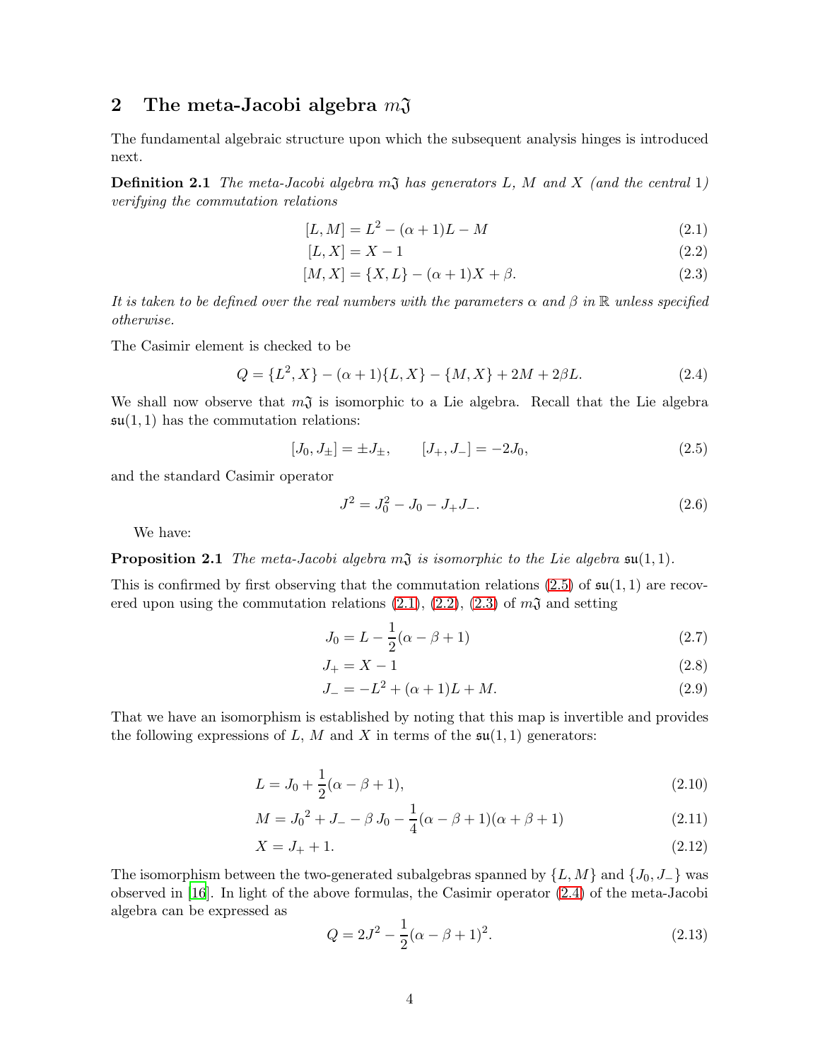## 2 The meta-Jacobi algebra $m\mathfrak{J}$

The fundamental algebraic structure upon which the subsequent analysis hinges is introduced next.

**Definition 2.1** *The meta-Jacobi algebra $m\mathfrak{J}$ has generators $L$, $M$ and $X$ (and the central 1) verifying the commutation relations*

$$[L, M] = L^2 - (\alpha + 1)L - M \tag{2.1}$$

$$[L, X] = X - 1 \tag{2.2}$$

$$[M, X] = \{X, L\} - (\alpha + 1)X + \beta. \tag{2.3}$$

*It is taken to be defined over the real numbers with the parameters $\alpha$ and $\beta$ in $\mathbb{R}$ unless specified otherwise.*

The Casimir element is checked to be

$$Q = \{L^2, X\} - (\alpha + 1)\{L, X\} - \{M, X\} + 2M + 2\beta L. \tag{2.4}$$

We shall now observe that $m\mathfrak{J}$ is isomorphic to a Lie algebra. Recall that the Lie algebra $\mathfrak{su}(1, 1)$ has the commutation relations:

$$[J_0, J_\pm] = \pm J_\pm, \qquad [J_+, J_-] = -2J_0, \tag{2.5}$$

and the standard Casimir operator

$$J^2 = J_0^2 - J_0 - J_+J_-. \tag{2.6}$$

We have:

**Proposition 2.1** *The meta-Jacobi algebra $m\mathfrak{J}$ is isomorphic to the Lie algebra $\mathfrak{su}(1, 1)$.*

This is confirmed by first observing that the commutation relations (2.5) of $\mathfrak{su}(1, 1)$ are recovered upon using the commutation relations (2.1), (2.2), (2.3) of $m\mathfrak{J}$ and setting

$$J_0 = L - \frac{1}{2}(\alpha - \beta + 1) \tag{2.7}$$

$$J_+ = X - 1 \tag{2.8}$$

$$J_- = -L^2 + (\alpha + 1)L + M. \tag{2.9}$$

That we have an isomorphism is established by noting that this map is invertible and provides the following expressions of $L$, $M$ and $X$ in terms of the $\mathfrak{su}(1, 1)$ generators:

$$L = J_0 + \frac{1}{2}(\alpha - \beta + 1), \tag{2.10}$$

$$M = {J_0}^2 + J_- - \beta\, J_0 - \frac{1}{4}(\alpha - \beta + 1)(\alpha + \beta + 1) \tag{2.11}$$

$$X = J_+ + 1. \tag{2.12}$$

The isomorphism between the two-generated subalgebras spanned by $\{L, M\}$ and $\{J_0, J_-\}$ was observed in [16]. In light of the above formulas, the Casimir operator (2.4) of the meta-Jacobi algebra can be expressed as

$$Q = 2J^2 - \frac{1}{2}(\alpha - \beta + 1)^2. \tag{2.13}$$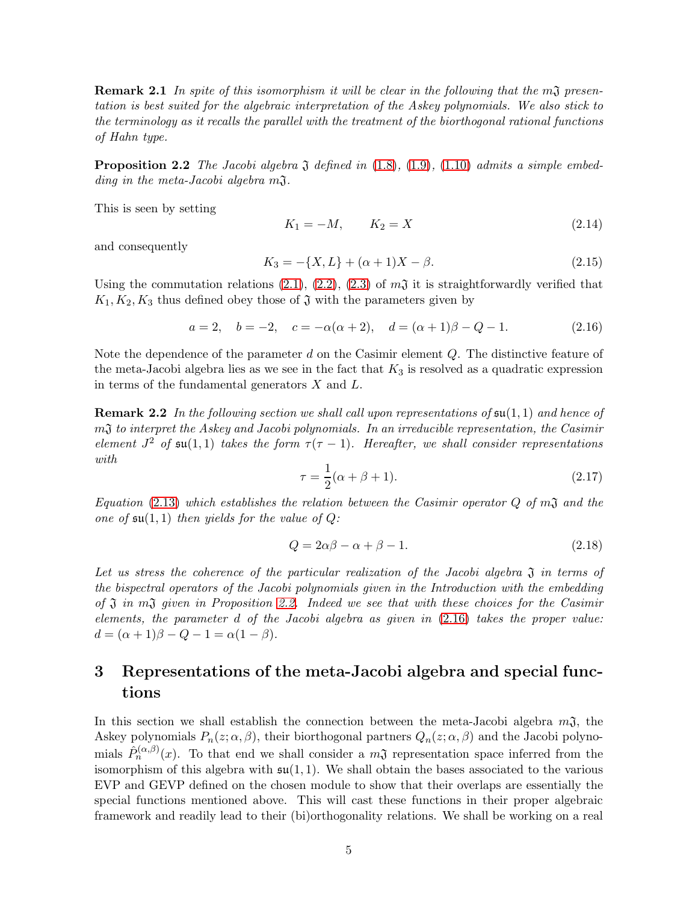**Remark 2.1** *In spite of this isomorphism it will be clear in the following that the $m\mathfrak{J}$ presentation is best suited for the algebraic interpretation of the Askey polynomials. We also stick to the terminology as it recalls the parallel with the treatment of the biorthogonal rational functions of Hahn type.*

**Proposition 2.2** *The Jacobi algebra $\mathfrak{J}$ defined in (1.8), (1.9), (1.10) admits a simple embedding in the meta-Jacobi algebra $m\mathfrak{J}$.*

This is seen by setting

$$K_1 = -M, \qquad K_2 = X \tag{2.14}$$

and consequently

$$K_3 = -\{X, L\} + (\alpha + 1)X - \beta. \tag{2.15}$$

Using the commutation relations (2.1), (2.2), (2.3) of $m\mathfrak{J}$ it is straightforwardly verified that $K_1, K_2, K_3$ thus defined obey those of $\mathfrak{J}$ with the parameters given by

$$a = 2, \quad b = -2, \quad c = -\alpha(\alpha + 2), \quad d = (\alpha + 1)\beta - Q - 1. \tag{2.16}$$

Note the dependence of the parameter $d$ on the Casimir element $Q$. The distinctive feature of the meta-Jacobi algebra lies as we see in the fact that $K_3$ is resolved as a quadratic expression in terms of the fundamental generators $X$ and $L$.

**Remark 2.2** *In the following section we shall call upon representations of $\mathfrak{su}(1,1)$ and hence of $m\mathfrak{J}$ to interpret the Askey and Jacobi polynomials. In an irreducible representation, the Casimir element $J^2$ of $\mathfrak{su}(1,1)$ takes the form $\tau(\tau - 1)$. Hereafter, we shall consider representations with*

$$\tau = \frac{1}{2}(\alpha + \beta + 1). \tag{2.17}$$

*Equation (2.13) which establishes the relation between the Casimir operator $Q$ of $m\mathfrak{J}$ and the one of $\mathfrak{su}(1,1)$ then yields for the value of $Q$:*

$$Q = 2\alpha\beta - \alpha + \beta - 1. \tag{2.18}$$

*Let us stress the coherence of the particular realization of the Jacobi algebra $\mathfrak{J}$ in terms of the bispectral operators of the Jacobi polynomials given in the Introduction with the embedding of $\mathfrak{J}$ in $m\mathfrak{J}$ given in Proposition 2.2. Indeed we see that with these choices for the Casimir elements, the parameter $d$ of the Jacobi algebra as given in (2.16) takes the proper value: $d = (\alpha + 1)\beta - Q - 1 = \alpha(1 - \beta)$.*

# 3 Representations of the meta-Jacobi algebra and special functions

In this section we shall establish the connection between the meta-Jacobi algebra $m\mathfrak{J}$, the Askey polynomials $P_n(z; \alpha, \beta)$, their biorthogonal partners $Q_n(z; \alpha, \beta)$ and the Jacobi polynomials $\hat{P}_n^{(\alpha,\beta)}(x)$. To that end we shall consider a $m\mathfrak{J}$ representation space inferred from the isomorphism of this algebra with $\mathfrak{su}(1,1)$. We shall obtain the bases associated to the various EVP and GEVP defined on the chosen module to show that their overlaps are essentially the special functions mentioned above. This will cast these functions in their proper algebraic framework and readily lead to their (bi)orthogonality relations. We shall be working on a real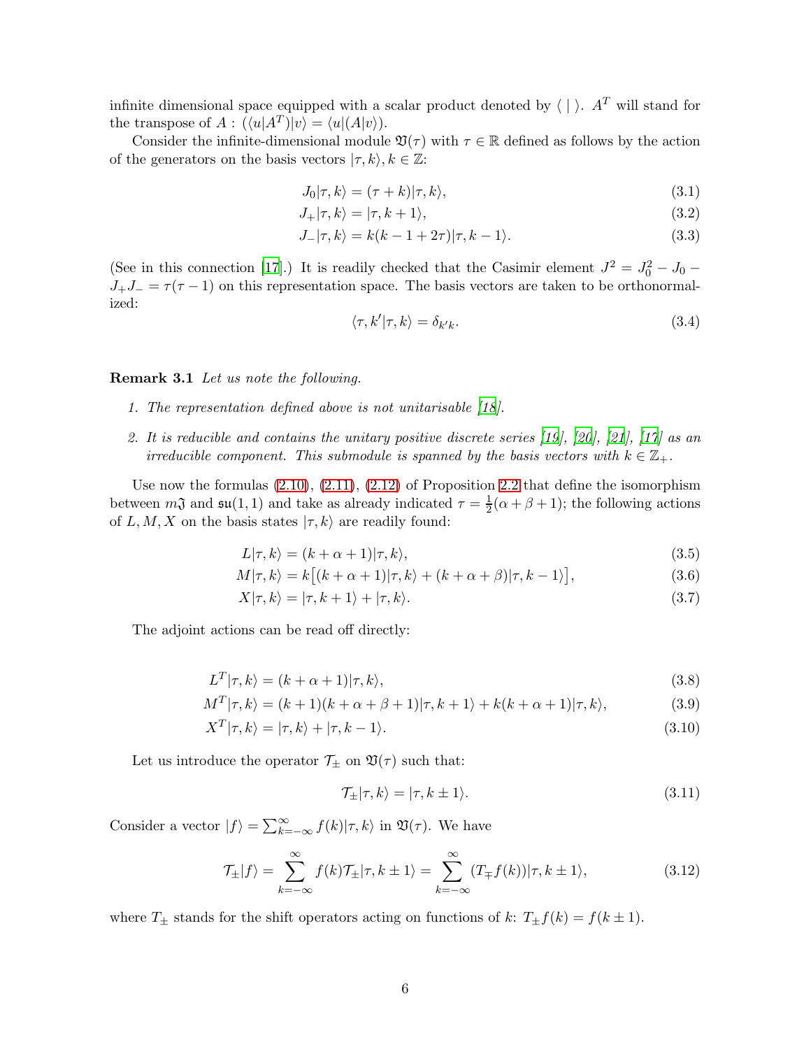infinite dimensional space equipped with a scalar product denoted by $\langle\ |\ \rangle$. $A^T$ will stand for the transpose of $A$ : $(\langle u|A^T)|v\rangle = \langle u|(A|v\rangle)$.

Consider the infinite-dimensional module $\mathfrak{V}(\tau)$ with $\tau \in \mathbb{R}$ defined as follows by the action of the generators on the basis vectors $|\tau, k\rangle, k \in \mathbb{Z}$:

$$J_0|\tau, k\rangle = (\tau + k)|\tau, k\rangle, \tag{3.1}$$

$$J_+|\tau, k\rangle = |\tau, k+1\rangle, \tag{3.2}$$

$$J_-|\tau, k\rangle = k(k - 1 + 2\tau)|\tau, k-1\rangle. \tag{3.3}$$

(See in this connection [17].) It is readily checked that the Casimir element $J^2 = J_0^2 - J_0 - J_+J_- = \tau(\tau - 1)$ on this representation space. The basis vectors are taken to be orthonormalized:

$$\langle \tau, k'|\tau, k\rangle = \delta_{k'k}. \tag{3.4}$$

**Remark 3.1** *Let us note the following.*

1. *The representation defined above is not unitarisable [18].*
2. *It is reducible and contains the unitary positive discrete series [19], [20], [21], [17] as an irreducible component. This submodule is spanned by the basis vectors with $k \in \mathbb{Z}_+$.*

Use now the formulas (2.10), (2.11), (2.12) of Proposition 2.2 that define the isomorphism between $m\mathfrak{J}$ and $\mathfrak{su}(1,1)$ and take as already indicated $\tau = \frac{1}{2}(\alpha + \beta + 1)$; the following actions of $L, M, X$ on the basis states $|\tau, k\rangle$ are readily found:

$$L|\tau, k\rangle = (k + \alpha + 1)|\tau, k\rangle, \tag{3.5}$$

$$M|\tau, k\rangle = k\big[(k + \alpha + 1)|\tau, k\rangle + (k + \alpha + \beta)|\tau, k-1\rangle\big], \tag{3.6}$$

$$X|\tau, k\rangle = |\tau, k+1\rangle + |\tau, k\rangle. \tag{3.7}$$

The adjoint actions can be read off directly:

$$L^T|\tau, k\rangle = (k + \alpha + 1)|\tau, k\rangle, \tag{3.8}$$

$$M^T|\tau, k\rangle = (k+1)(k + \alpha + \beta + 1)|\tau, k+1\rangle + k(k + \alpha + 1)|\tau, k\rangle, \tag{3.9}$$

$$X^T|\tau, k\rangle = |\tau, k\rangle + |\tau, k-1\rangle. \tag{3.10}$$

Let us introduce the operator $\mathcal{T}_\pm$ on $\mathfrak{V}(\tau)$ such that:

$$\mathcal{T}_\pm|\tau, k\rangle = |\tau, k \pm 1\rangle. \tag{3.11}$$

Consider a vector $|f\rangle = \sum_{k=-\infty}^{\infty} f(k)|\tau, k\rangle$ in $\mathfrak{V}(\tau)$. We have

$$\mathcal{T}_\pm|f\rangle = \sum_{k=-\infty}^{\infty} f(k)\mathcal{T}_\pm|\tau, k \pm 1\rangle = \sum_{k=-\infty}^{\infty} (T_\mp f(k))|\tau, k \pm 1\rangle, \tag{3.12}$$

where $T_\pm$ stands for the shift operators acting on functions of $k$: $T_\pm f(k) = f(k \pm 1)$.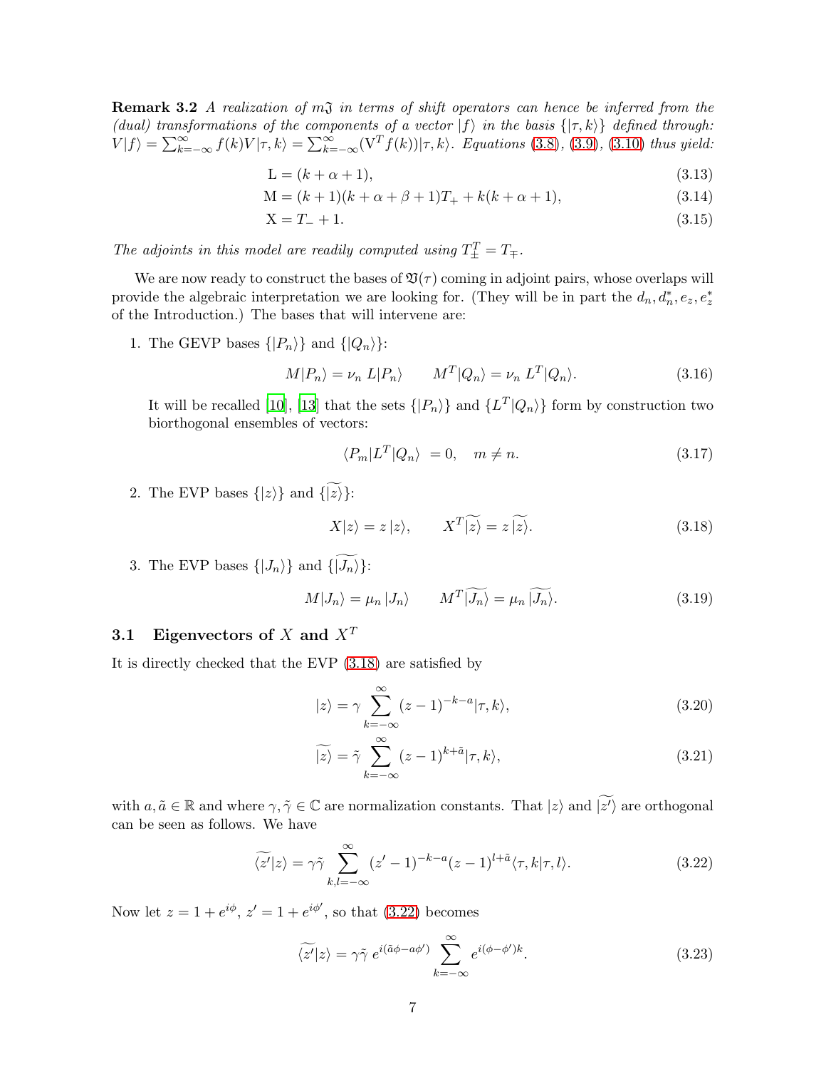**Remark 3.2** *A realization of $m\mathfrak{J}$ in terms of shift operators can hence be inferred from the (dual) transformations of the components of a vector $|f\rangle$ in the basis $\{|\tau, k\rangle\}$ defined through: $V|f\rangle = \sum_{k=-\infty}^{\infty} f(k)V|\tau, k\rangle = \sum_{k=-\infty}^{\infty}(\mathrm{V}^T f(k))|\tau, k\rangle$. Equations (3.8), (3.9), (3.10) thus yield:*

$$
\mathrm{L} = (k + \alpha + 1), \tag{3.13}
$$

$$
\mathrm{M} = (k + 1)(k + \alpha + \beta + 1)T_+ + k(k + \alpha + 1), \tag{3.14}
$$

$$
\mathrm{X} = T_- + 1. \tag{3.15}
$$

*The adjoints in this model are readily computed using $T_\pm^T = T_\mp$.*

We are now ready to construct the bases of $\mathfrak{V}(\tau)$ coming in adjoint pairs, whose overlaps will provide the algebraic interpretation we are looking for. (They will be in part the $d_n, d_n^*, e_z, e_z^*$ of the Introduction.) The bases that will intervene are:

1. The GEVP bases $\{|P_n\rangle\}$ and $\{|Q_n\rangle\}$:

$$
M|P_n\rangle = \nu_n\, L|P_n\rangle \qquad M^T|Q_n\rangle = \nu_n\, L^T|Q_n\rangle. \tag{3.16}
$$

   It will be recalled [10], [13] that the sets $\{|P_n\rangle\}$ and $\{L^T|Q_n\rangle\}$ form by construction two biorthogonal ensembles of vectors:

$$
\langle P_m|L^T|Q_n\rangle \; = 0, \quad m \neq n. \tag{3.17}
$$

2. The EVP bases $\{|z\rangle\}$ and $\{\widetilde{|z\rangle}\}$:

$$
X|z\rangle = z\,|z\rangle, \qquad X^T\widetilde{|z\rangle} = z\,\widetilde{|z\rangle}. \tag{3.18}
$$

3. The EVP bases $\{|J_n\rangle\}$ and $\{\widetilde{|J_n\rangle}\}$:

$$
M|J_n\rangle = \mu_n\,|J_n\rangle \qquad M^T\widetilde{|J_n\rangle} = \mu_n\,\widetilde{|J_n\rangle}. \tag{3.19}
$$

### 3.1 Eigenvectors of $X$ and $X^T$

It is directly checked that the EVP (3.18) are satisfied by

$$
|z\rangle = \gamma \sum_{k=-\infty}^{\infty} (z-1)^{-k-a}|\tau, k\rangle, \tag{3.20}
$$

$$
\widetilde{|z\rangle} = \tilde{\gamma} \sum_{k=-\infty}^{\infty} (z-1)^{k+\tilde{a}}|\tau, k\rangle, \tag{3.21}
$$

with $a, \tilde{a} \in \mathbb{R}$ and where $\gamma, \tilde{\gamma} \in \mathbb{C}$ are normalization constants. That $|z\rangle$ and $\widetilde{|z'\rangle}$ are orthogonal can be seen as follows. We have

$$
\widetilde{\langle z'}|z\rangle = \gamma\tilde{\gamma} \sum_{k,l=-\infty}^{\infty} (z'-1)^{-k-a}(z-1)^{l+\tilde{a}}\langle \tau, k|\tau, l\rangle. \tag{3.22}
$$

Now let $z = 1 + e^{i\phi}$, $z' = 1 + e^{i\phi'}$, so that (3.22) becomes

$$
\widetilde{\langle z'}|z\rangle = \gamma\tilde{\gamma}\; e^{i(\tilde{a}\phi - a\phi')} \sum_{k=-\infty}^{\infty} e^{i(\phi-\phi')k}. \tag{3.23}
$$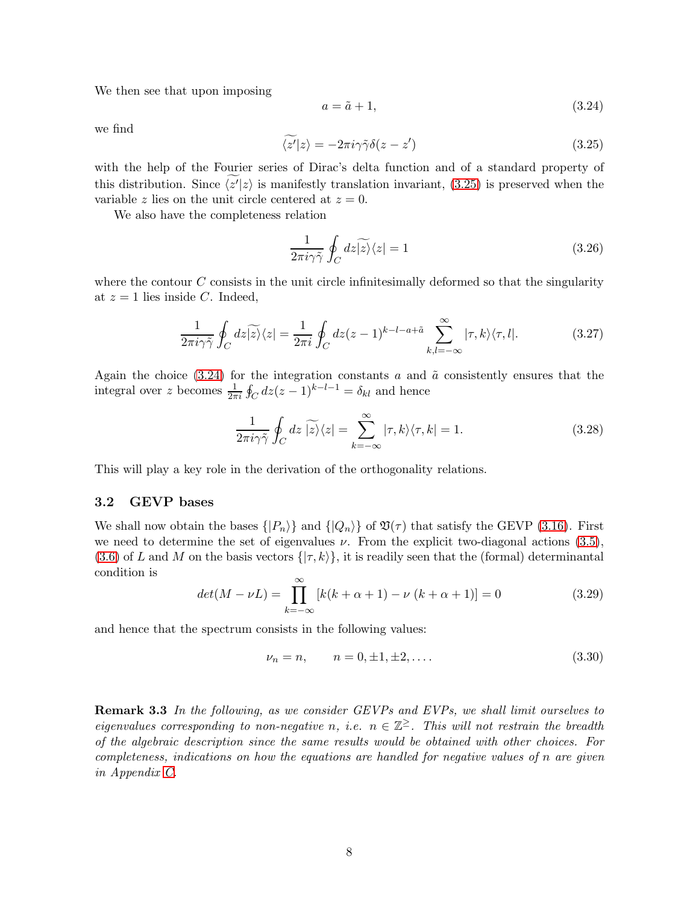We then see that upon imposing

$$a = \tilde{a} + 1, \tag{3.24}$$

we find

$$\widetilde{\langle z'}|z\rangle = -2\pi i\gamma\tilde{\gamma}\delta(z - z') \tag{3.25}$$

with the help of the Fourier series of Dirac's delta function and of a standard property of this distribution. Since $\widetilde{\langle z'}|z\rangle$ is manifestly translation invariant, (3.25) is preserved when the variable $z$ lies on the unit circle centered at $z = 0$.

We also have the completeness relation

$$\frac{1}{2\pi i\gamma\tilde{\gamma}} \oint_C dz \widetilde{|z\rangle}\langle z| = 1 \tag{3.26}$$

where the contour $C$ consists in the unit circle infinitesimally deformed so that the singularity at $z = 1$ lies inside $C$. Indeed,

$$\frac{1}{2\pi i\gamma\tilde{\gamma}} \oint_C dz \widetilde{|z\rangle}\langle z| = \frac{1}{2\pi i} \oint_C dz (z-1)^{k-l-a+\tilde{a}} \sum_{k,l=-\infty}^{\infty} |\tau, k\rangle\langle\tau, l|. \tag{3.27}$$

Again the choice (3.24) for the integration constants $a$ and $\tilde{a}$ consistently ensures that the integral over $z$ becomes $\frac{1}{2\pi i}\oint_C dz(z-1)^{k-l-1} = \delta_{kl}$ and hence

$$\frac{1}{2\pi i\gamma\tilde{\gamma}} \oint_C dz\ \widetilde{|z\rangle}\langle z| = \sum_{k=-\infty}^{\infty} |\tau, k\rangle\langle\tau, k| = 1. \tag{3.28}$$

This will play a key role in the derivation of the orthogonality relations.

## 3.2 GEVP bases

We shall now obtain the bases $\{|P_n\rangle\}$ and $\{|Q_n\rangle\}$ of $\mathfrak{V}(\tau)$ that satisfy the GEVP (3.16). First we need to determine the set of eigenvalues $\nu$. From the explicit two-diagonal actions (3.5), (3.6) of $L$ and $M$ on the basis vectors $\{|\tau, k\rangle\}$, it is readily seen that the (formal) determinantal condition is

$$det(M - \nu L) = \prod_{k=-\infty}^{\infty} [k(k + \alpha + 1) - \nu\ (k + \alpha + 1)] = 0 \tag{3.29}$$

and hence that the spectrum consists in the following values:

$$\nu_n = n, \qquad n = 0, \pm 1, \pm 2, \ldots. \tag{3.30}$$

**Remark 3.3** *In the following, as we consider GEVPs and EVPs, we shall limit ourselves to eigenvalues corresponding to non-negative $n$, i.e. $n \in \mathbb{Z}^{\geq}$. This will not restrain the breadth of the algebraic description since the same results would be obtained with other choices. For completeness, indications on how the equations are handled for negative values of $n$ are given in Appendix C.*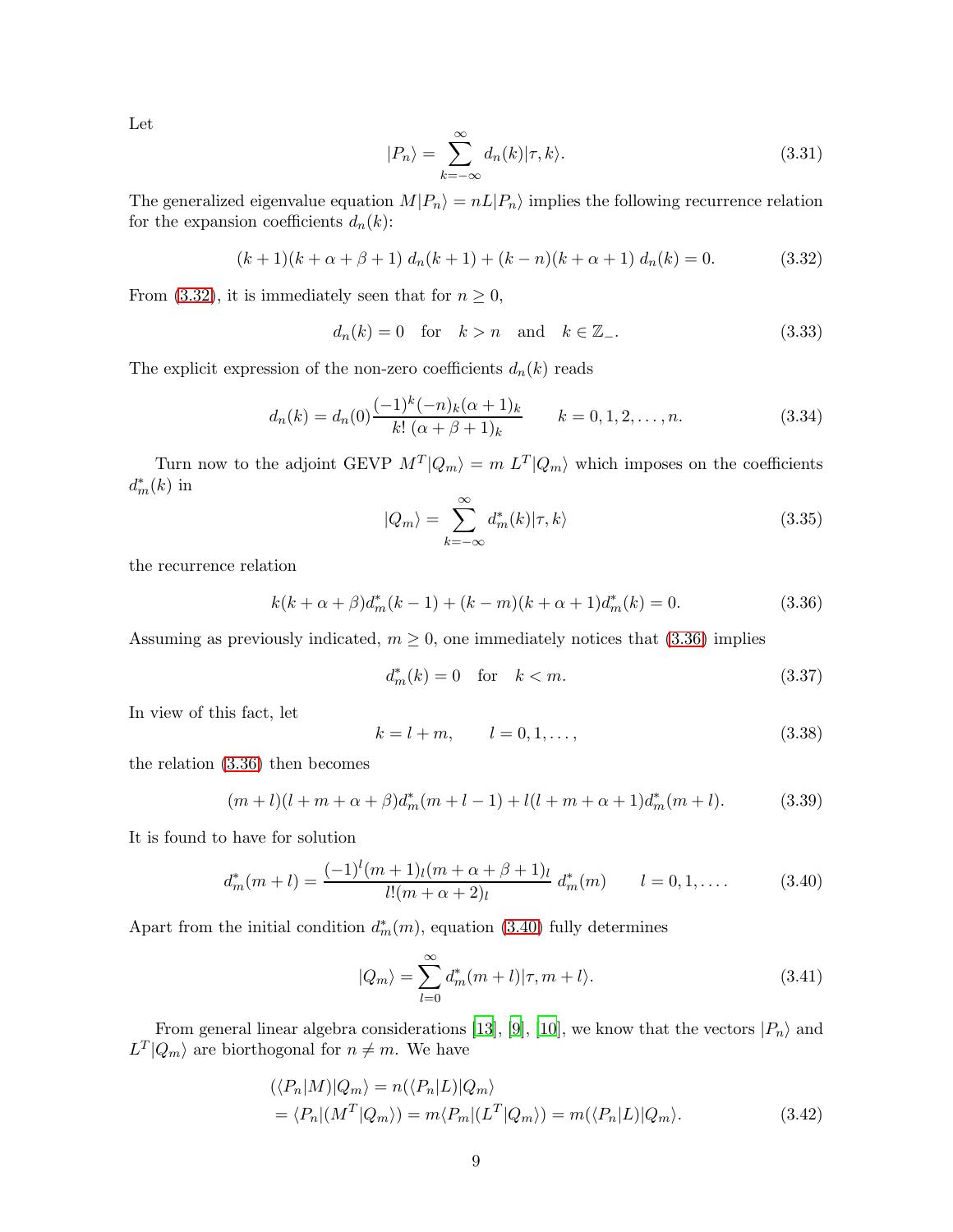Let

$$|P_n\rangle = \sum_{k=-\infty}^{\infty} d_n(k)|\tau, k\rangle. \tag{3.31}$$

The generalized eigenvalue equation $M|P_n\rangle = nL|P_n\rangle$ implies the following recurrence relation for the expansion coefficients $d_n(k)$:

$$(k+1)(k+\alpha+\beta+1)\; d_n(k+1) + (k-n)(k+\alpha+1)\; d_n(k) = 0. \tag{3.32}$$

From (3.32), it is immediately seen that for $n \geq 0$,

$$d_n(k) = 0 \quad \text{for} \quad k > n \quad \text{and} \quad k \in \mathbb{Z}_-. \tag{3.33}$$

The explicit expression of the non-zero coefficients $d_n(k)$ reads

$$d_n(k) = d_n(0)\frac{(-1)^k(-n)_k(\alpha+1)_k}{k!\;(\alpha+\beta+1)_k} \qquad k = 0, 1, 2, \ldots, n. \tag{3.34}$$

Turn now to the adjoint GEVP $M^T|Q_m\rangle = m\; L^T|Q_m\rangle$ which imposes on the coefficients $d_m^*(k)$ in

$$|Q_m\rangle = \sum_{k=-\infty}^{\infty} d_m^*(k)|\tau, k\rangle \tag{3.35}$$

the recurrence relation

$$k(k+\alpha+\beta)d_m^*(k-1) + (k-m)(k+\alpha+1)d_m^*(k) = 0. \tag{3.36}$$

Assuming as previously indicated, $m \geq 0$, one immediately notices that (3.36) implies

$$d_m^*(k) = 0 \quad \text{for} \quad k < m. \tag{3.37}$$

In view of this fact, let

$$k = l + m, \qquad l = 0, 1, \ldots, \tag{3.38}$$

the relation (3.36) then becomes

$$(m+l)(l+m+\alpha+\beta)d_m^*(m+l-1) + l(l+m+\alpha+1)d_m^*(m+l). \tag{3.39}$$

It is found to have for solution

$$d_m^*(m+l) = \frac{(-1)^l(m+1)_l(m+\alpha+\beta+1)_l}{l!(m+\alpha+2)_l}\; d_m^*(m) \qquad l = 0, 1, \ldots. \tag{3.40}$$

Apart from the initial condition $d_m^*(m)$, equation (3.40) fully determines

$$|Q_m\rangle = \sum_{l=0}^{\infty} d_m^*(m+l)|\tau, m+l\rangle. \tag{3.41}$$

From general linear algebra considerations [13], [9], [10], we know that the vectors $|P_n\rangle$ and $L^T|Q_m\rangle$ are biorthogonal for $n \neq m$. We have

$$\begin{aligned}
&(\langle P_n|M)|Q_m\rangle = n(\langle P_n|L)|Q_m\rangle \\
&= \langle P_n|(M^T|Q_m\rangle) = m\langle P_m|(L^T|Q_m\rangle) = m(\langle P_n|L)|Q_m\rangle.
\end{aligned} \tag{3.42}$$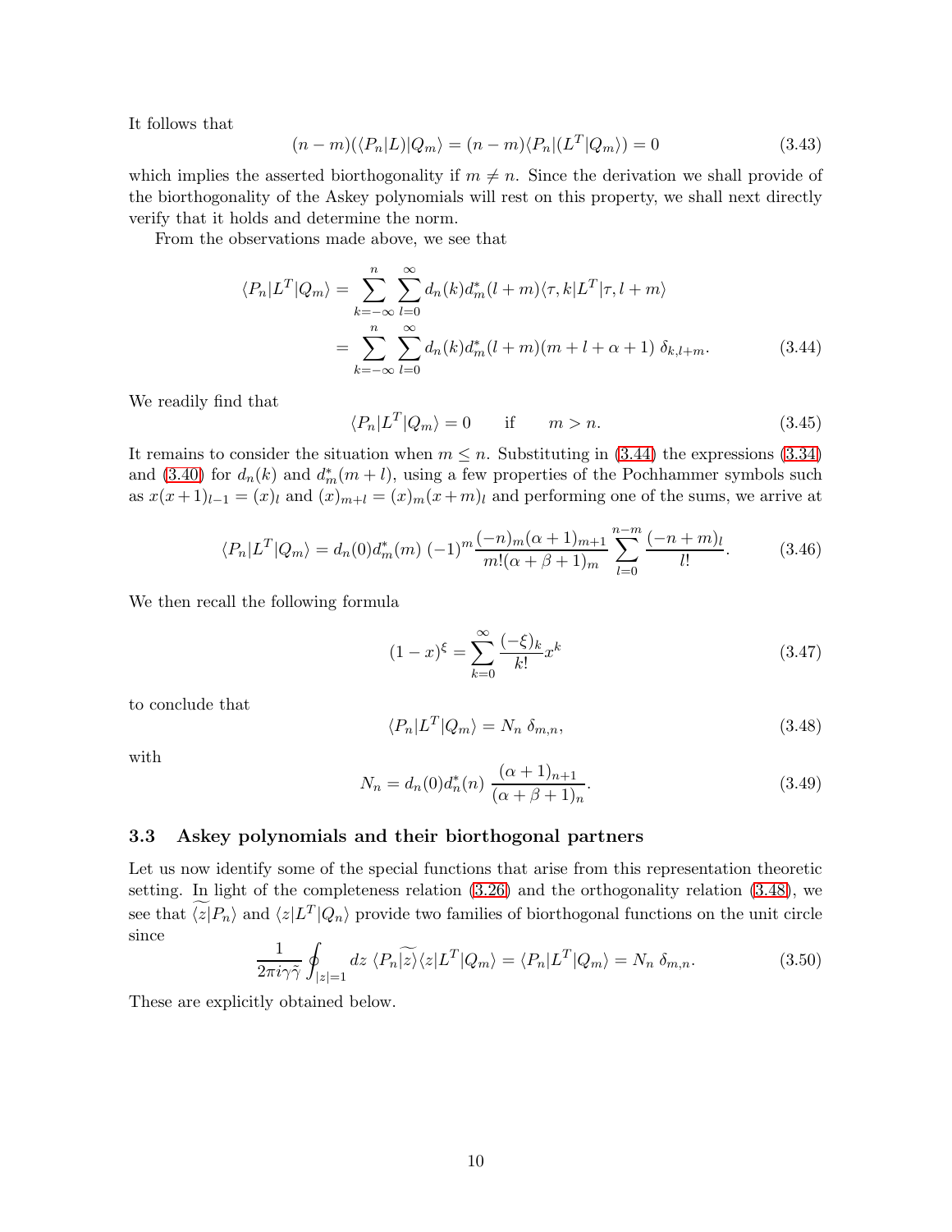It follows that

$$(n-m)(\langle P_n|L)|Q_m\rangle = (n-m)\langle P_n|(L^T|Q_m\rangle) = 0 \tag{3.43}$$

which implies the asserted biorthogonality if $m \neq n$. Since the derivation we shall provide of the biorthogonality of the Askey polynomials will rest on this property, we shall next directly verify that it holds and determine the norm.

From the observations made above, we see that

$$\begin{aligned}
\langle P_n|L^T|Q_m\rangle &= \sum_{k=-\infty}^{n}\sum_{l=0}^{\infty} d_n(k) d_m^*(l+m)\langle \tau, k|L^T|\tau, l+m\rangle \\
&= \sum_{k=-\infty}^{n}\sum_{l=0}^{\infty} d_n(k) d_m^*(l+m)(m+l+\alpha+1)\ \delta_{k,l+m}.
\end{aligned} \tag{3.44}$$

We readily find that

$$\langle P_n|L^T|Q_m\rangle = 0 \qquad \text{if} \qquad m > n. \tag{3.45}$$

It remains to consider the situation when $m \leq n$. Substituting in (3.44) the expressions (3.34) and (3.40) for $d_n(k)$ and $d_m^*(m+l)$, using a few properties of the Pochhammer symbols such as $x(x+1)_{l-1} = (x)_l$ and $(x)_{m+l} = (x)_m(x+m)_l$ and performing one of the sums, we arrive at

$$\langle P_n|L^T|Q_m\rangle = d_n(0)d_m^*(m)\ (-1)^m \frac{(-n)_m(\alpha+1)_{m+1}}{m!(\alpha+\beta+1)_m}\sum_{l=0}^{n-m}\frac{(-n+m)_l}{l!}. \tag{3.46}$$

We then recall the following formula

$$(1-x)^{\xi} = \sum_{k=0}^{\infty}\frac{(-\xi)_k}{k!}x^k \tag{3.47}$$

to conclude that

$$\langle P_n|L^T|Q_m\rangle = N_n\ \delta_{m,n}, \tag{3.48}$$

with

$$N_n = d_n(0)d_n^*(n)\ \frac{(\alpha+1)_{n+1}}{(\alpha+\beta+1)_n}. \tag{3.49}$$

### 3.3 Askey polynomials and their biorthogonal partners

Let us now identify some of the special functions that arise from this representation theoretic setting. In light of the completeness relation (3.26) and the orthogonality relation (3.48), we see that $\widetilde{\langle z|P_n\rangle}$ and $\langle z|L^T|Q_n\rangle$ provide two families of biorthogonal functions on the unit circle since

$$\frac{1}{2\pi i\gamma\tilde{\gamma}}\oint_{|z|=1} dz\ \langle P_n\widetilde{|z\rangle}\langle z|L^T|Q_m\rangle = \langle P_n|L^T|Q_m\rangle = N_n\ \delta_{m,n}. \tag{3.50}$$

These are explicitly obtained below.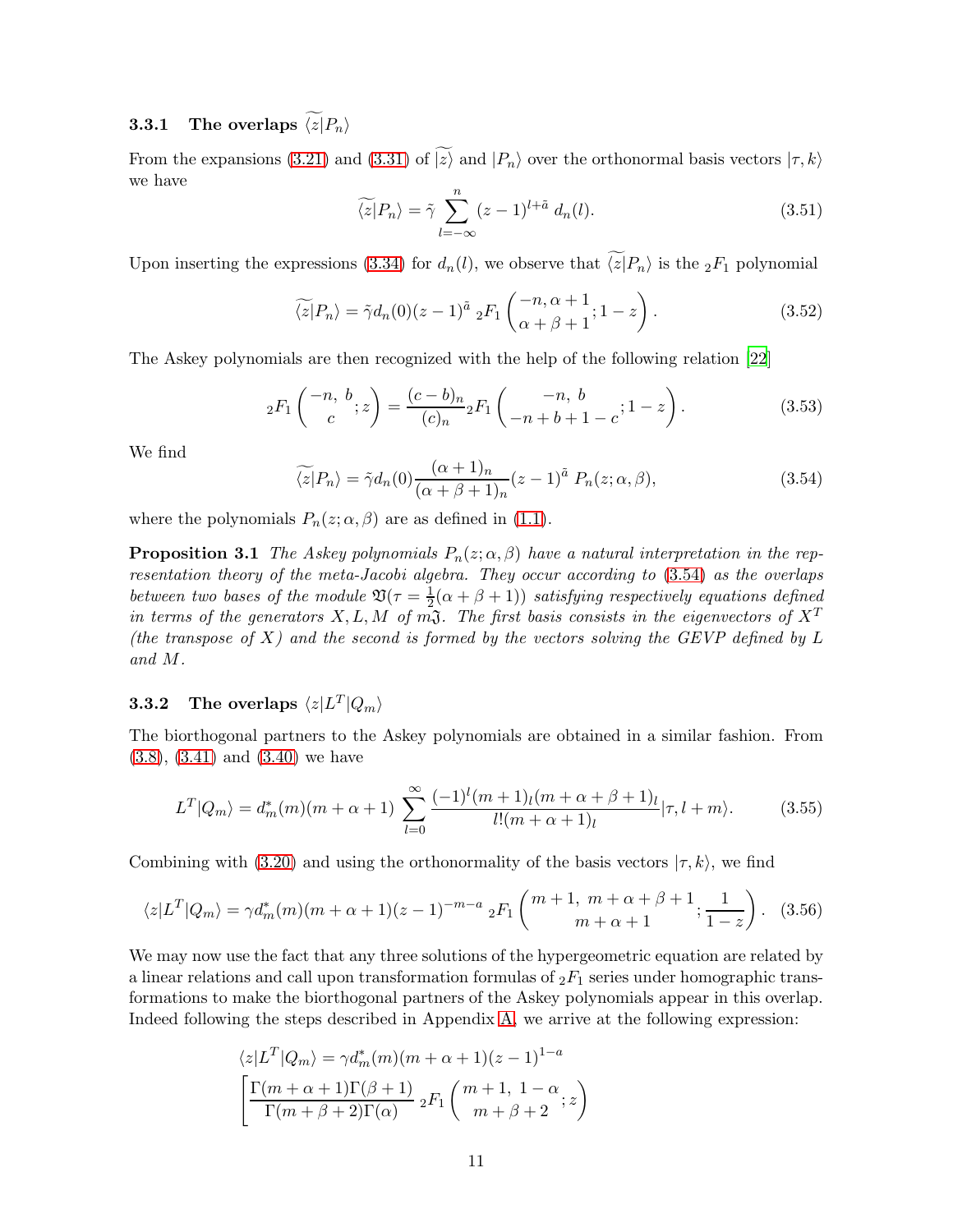### 3.3.1 The overlaps $\widetilde{\langle z|}P_n\rangle$

From the expansions (3.21) and (3.31) of $\widetilde{|z\rangle}$ and $|P_n\rangle$ over the orthonormal basis vectors $|\tau, k\rangle$ we have

$$\widetilde{\langle z|}P_n\rangle = \tilde{\gamma} \sum_{l=-\infty}^{n} (z-1)^{l+\tilde{a}}\, d_n(l). \tag{3.51}$$

Upon inserting the expressions (3.34) for $d_n(l)$, we observe that $\widetilde{\langle z|}P_n\rangle$ is the ${}_2F_1$ polynomial

$$\widetilde{\langle z|}P_n\rangle = \tilde{\gamma} d_n(0)(z-1)^{\tilde{a}}\ {}_2F_1\left(\begin{matrix}-n, \alpha+1\\ \alpha+\beta+1\end{matrix}; 1-z\right). \tag{3.52}$$

The Askey polynomials are then recognized with the help of the following relation [22]

$${}_2F_1\left(\begin{matrix}-n,\ b\\ c\end{matrix}; z\right) = \frac{(c-b)_n}{(c)_n} {}_2F_1\left(\begin{matrix}-n,\ b\\ -n+b+1-c\end{matrix}; 1-z\right). \tag{3.53}$$

We find

$$\widetilde{\langle z|}P_n\rangle = \tilde{\gamma} d_n(0) \frac{(\alpha+1)_n}{(\alpha+\beta+1)_n} (z-1)^{\tilde{a}}\ P_n(z;\alpha,\beta), \tag{3.54}$$

where the polynomials $P_n(z;\alpha,\beta)$ are as defined in (1.1).

**Proposition 3.1** *The Askey polynomials $P_n(z;\alpha,\beta)$ have a natural interpretation in the representation theory of the meta-Jacobi algebra. They occur according to (3.54) as the overlaps between two bases of the module $\mathfrak{V}(\tau = \frac{1}{2}(\alpha+\beta+1))$ satisfying respectively equations defined in terms of the generators $X, L, M$ of $m\mathfrak{J}$. The first basis consists in the eigenvectors of $X^T$ (the transpose of $X$) and the second is formed by the vectors solving the GEVP defined by $L$ and $M$.*

### 3.3.2 The overlaps $\langle z|L^T|Q_m\rangle$

The biorthogonal partners to the Askey polynomials are obtained in a similar fashion. From (3.8), (3.41) and (3.40) we have

$$L^T|Q_m\rangle = d_m^*(m)(m+\alpha+1) \sum_{l=0}^{\infty} \frac{(-1)^l (m+1)_l (m+\alpha+\beta+1)_l}{l!(m+\alpha+1)_l} |\tau, l+m\rangle. \tag{3.55}$$

Combining with (3.20) and using the orthonormality of the basis vectors $|\tau, k\rangle$, we find

$$\langle z|L^T|Q_m\rangle = \gamma d_m^*(m)(m+\alpha+1)(z-1)^{-m-a}\ {}_2F_1\left(\begin{matrix}m+1,\ m+\alpha+\beta+1\\ m+\alpha+1\end{matrix}; \frac{1}{1-z}\right). \tag{3.56}$$

We may now use the fact that any three solutions of the hypergeometric equation are related by a linear relations and call upon transformation formulas of ${}_2F_1$ series under homographic transformations to make the biorthogonal partners of the Askey polynomials appear in this overlap. Indeed following the steps described in Appendix A, we arrive at the following expression:

$$\langle z|L^T|Q_m\rangle = \gamma d_m^*(m)(m+\alpha+1)(z-1)^{1-a}$$
$$\left[\frac{\Gamma(m+\alpha+1)\Gamma(\beta+1)}{\Gamma(m+\beta+2)\Gamma(\alpha)}\ {}_2F_1\left(\begin{matrix}m+1,\ 1-\alpha\\ m+\beta+2\end{matrix}; z\right)\right.$$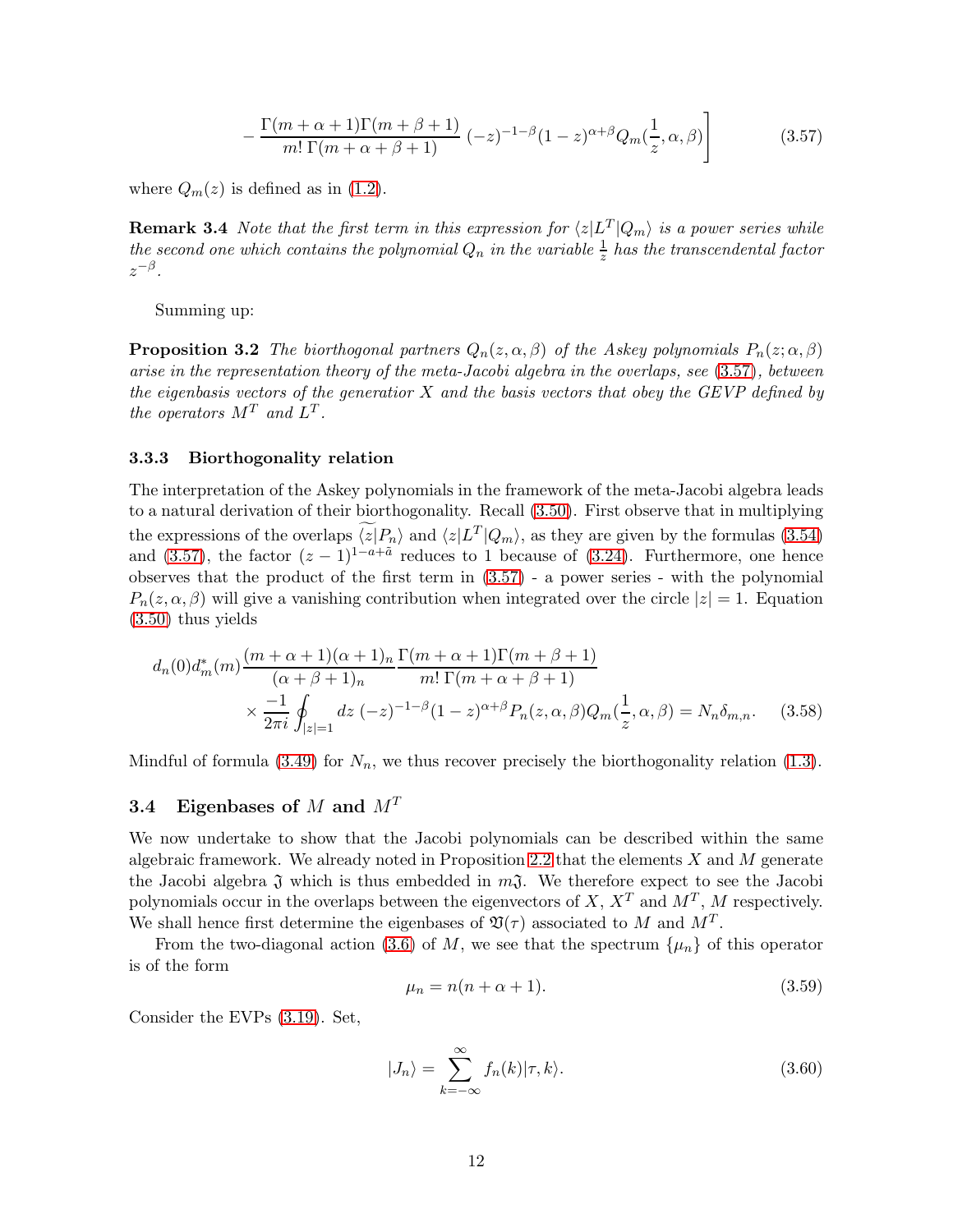$$
- \frac{\Gamma(m+\alpha+1)\Gamma(m+\beta+1)}{m!\,\Gamma(m+\alpha+\beta+1)}\,(-z)^{-1-\beta}(1-z)^{\alpha+\beta}Q_m(\frac{1}{z},\alpha,\beta)\Bigg] \tag{3.57}
$$

where $Q_m(z)$ is defined as in (1.2).

**Remark 3.4** *Note that the first term in this expression for $\langle z|L^T|Q_m\rangle$ is a power series while the second one which contains the polynomial $Q_n$ in the variable $\frac{1}{z}$ has the transcendental factor $z^{-\beta}$.*

Summing up:

**Proposition 3.2** *The biorthogonal partners $Q_n(z,\alpha,\beta)$ of the Askey polynomials $P_n(z;\alpha,\beta)$ arise in the representation theory of the meta-Jacobi algebra in the overlaps, see (3.57), between the eigenbasis vectors of the generatior $X$ and the basis vectors that obey the GEVP defined by the operators $M^T$ and $L^T$.*

#### 3.3.3 Biorthogonality relation

The interpretation of the Askey polynomials in the framework of the meta-Jacobi algebra leads to a natural derivation of their biorthogonality. Recall (3.50). First observe that in multiplying the expressions of the overlaps $\widetilde{\langle z|P_n\rangle}$ and $\langle z|L^T|Q_m\rangle$, as they are given by the formulas (3.54) and (3.57), the factor $(z-1)^{1-a+\tilde{a}}$ reduces to 1 because of (3.24). Furthermore, one hence observes that the product of the first term in (3.57) - a power series - with the polynomial $P_n(z,\alpha,\beta)$ will give a vanishing contribution when integrated over the circle $|z|=1$. Equation (3.50) thus yields

$$
\begin{aligned}
d_n(0)d_m^*(m)\frac{(m+\alpha+1)(\alpha+1)_n}{(\alpha+\beta+1)_n}\frac{\Gamma(m+\alpha+1)\Gamma(m+\beta+1)}{m!\,\Gamma(m+\alpha+\beta+1)}& \\
\times\frac{-1}{2\pi i}\oint_{|z|=1}dz\,(-z)^{-1-\beta}(1-z)^{\alpha+\beta}P_n(z,\alpha,\beta)Q_m(\frac{1}{z},\alpha,\beta) &= N_n\delta_{m,n}.
\end{aligned} \tag{3.58}
$$

Mindful of formula (3.49) for $N_n$, we thus recover precisely the biorthogonality relation (1.3).

### 3.4 Eigenbases of $M$ and $M^T$

We now undertake to show that the Jacobi polynomials can be described within the same algebraic framework. We already noted in Proposition 2.2 that the elements $X$ and $M$ generate the Jacobi algebra $\mathfrak{J}$ which is thus embedded in $m\mathfrak{J}$. We therefore expect to see the Jacobi polynomials occur in the overlaps between the eigenvectors of $X$, $X^T$ and $M^T$, $M$ respectively. We shall hence first determine the eigenbases of $\mathfrak{V}(\tau)$ associated to $M$ and $M^T$.

From the two-diagonal action (3.6) of $M$, we see that the spectrum $\{\mu_n\}$ of this operator is of the form

$$
\mu_n = n(n+\alpha+1). \tag{3.59}
$$

Consider the EVPs (3.19). Set,

$$
|J_n\rangle = \sum_{k=-\infty}^{\infty} f_n(k)|\tau,k\rangle. \tag{3.60}
$$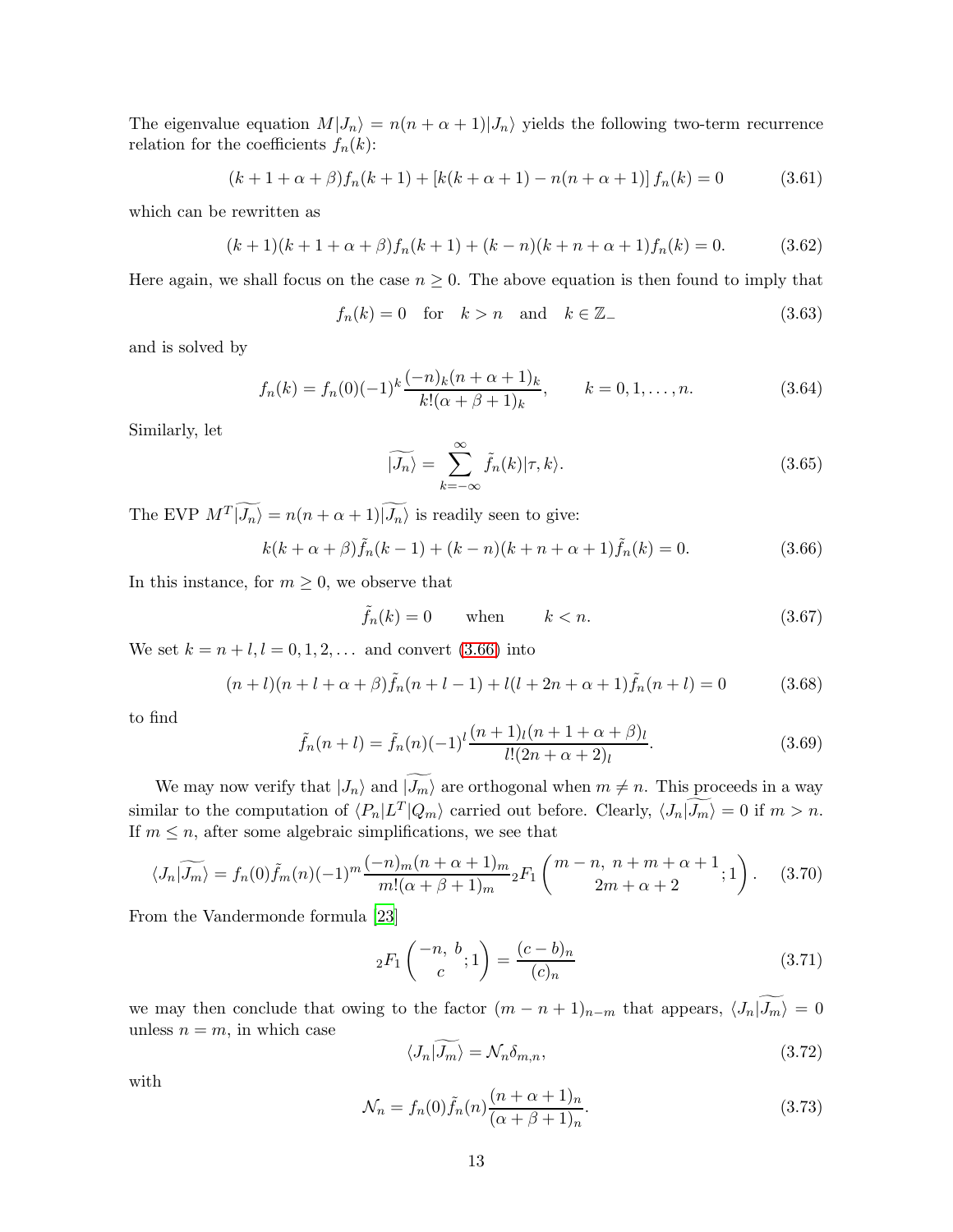The eigenvalue equation $M|J_n\rangle = n(n+\alpha+1)|J_n\rangle$ yields the following two-term recurrence relation for the coefficients $f_n(k)$:

$$(k+1+\alpha+\beta)f_n(k+1) + [k(k+\alpha+1) - n(n+\alpha+1)]\, f_n(k) = 0 \tag{3.61}$$

which can be rewritten as

$$(k+1)(k+1+\alpha+\beta)f_n(k+1) + (k-n)(k+n+\alpha+1)f_n(k) = 0. \tag{3.62}$$

Here again, we shall focus on the case $n \geq 0$. The above equation is then found to imply that

$$f_n(k) = 0 \quad \text{for} \quad k > n \quad \text{and} \quad k \in \mathbb{Z}_- \tag{3.63}$$

and is solved by

$$f_n(k) = f_n(0)(-1)^k \frac{(-n)_k(n+\alpha+1)_k}{k!(\alpha+\beta+1)_k}, \qquad k = 0, 1, \ldots, n. \tag{3.64}$$

Similarly, let

$$\widetilde{|J_n\rangle} = \sum_{k=-\infty}^{\infty} \tilde{f}_n(k)|\tau, k\rangle. \tag{3.65}$$

The EVP $M^T\widetilde{|J_n\rangle} = n(n+\alpha+1)\widetilde{|J_n\rangle}$ is readily seen to give:

$$k(k+\alpha+\beta)\tilde{f}_n(k-1) + (k-n)(k+n+\alpha+1)\tilde{f}_n(k) = 0. \tag{3.66}$$

In this instance, for $m \geq 0$, we observe that

$$\tilde{f}_n(k) = 0 \qquad \text{when} \qquad k < n. \tag{3.67}$$

We set $k = n+l, l = 0, 1, 2, \ldots$ and convert (3.66) into

$$(n+l)(n+l+\alpha+\beta)\tilde{f}_n(n+l-1) + l(l+2n+\alpha+1)\tilde{f}_n(n+l) = 0 \tag{3.68}$$

to find

$$\tilde{f}_n(n+l) = \tilde{f}_n(n)(-1)^l \frac{(n+1)_l(n+1+\alpha+\beta)_l}{l!(2n+\alpha+2)_l}. \tag{3.69}$$

We may now verify that $|J_n\rangle$ and $\widetilde{|J_m\rangle}$ are orthogonal when $m \neq n$. This proceeds in a way similar to the computation of $\langle P_n|L^T|Q_m\rangle$ carried out before. Clearly, $\langle J_n\widetilde{|J_m\rangle} = 0$ if $m > n$. If $m \leq n$, after some algebraic simplifications, we see that

$$\langle J_n\widetilde{|J_m\rangle} = f_n(0)\tilde{f}_m(n)(-1)^m \frac{(-n)_m(n+\alpha+1)_m}{m!(\alpha+\beta+1)_m} {}_2F_1\left(\begin{matrix} m-n,\ n+m+\alpha+1 \\ 2m+\alpha+2 \end{matrix}; 1\right). \tag{3.70}$$

From the Vandermonde formula [23]

$${}_2F_1\left(\begin{matrix} -n,\ b \\ c \end{matrix}; 1\right) = \frac{(c-b)_n}{(c)_n} \tag{3.71}$$

we may then conclude that owing to the factor $(m-n+1)_{n-m}$ that appears, $\langle J_n\widetilde{|J_m\rangle} = 0$ unless $n = m$, in which case

$$\langle J_n\widetilde{|J_m\rangle} = \mathcal{N}_n\delta_{m,n}, \tag{3.72}$$

with

$$\mathcal{N}_n = f_n(0)\tilde{f}_n(n)\frac{(n+\alpha+1)_n}{(\alpha+\beta+1)_n}. \tag{3.73}$$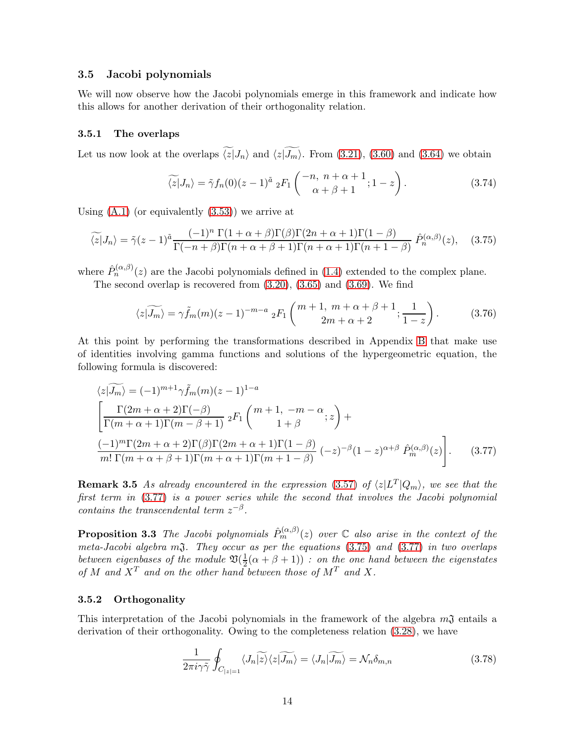### 3.5 Jacobi polynomials

We will now observe how the Jacobi polynomials emerge in this framework and indicate how this allows for another derivation of their orthogonality relation.

#### 3.5.1 The overlaps

Let us now look at the overlaps $\widetilde{\langle z|}J_n\rangle$ and $\langle z|\widetilde{J_m\rangle}$. From (3.21), (3.60) and (3.64) we obtain

$$\widetilde{\langle z|}J_n\rangle = \tilde{\gamma} f_n(0)(z-1)^{\tilde{a}}\ {}_2F_1\left(\begin{matrix}-n,\ n+\alpha+1\\ \alpha+\beta+1\end{matrix};1-z\right). \tag{3.74}$$

Using (A.1) (or equivalently (3.53)) we arrive at

$$\widetilde{\langle z|}J_n\rangle = \tilde{\gamma}(z-1)^{\tilde{a}} \frac{(-1)^n\,\Gamma(1+\alpha+\beta)\Gamma(\beta)\Gamma(2n+\alpha+1)\Gamma(1-\beta)}{\Gamma(-n+\beta)\Gamma(n+\alpha+\beta+1)\Gamma(n+\alpha+1)\Gamma(n+1-\beta)}\ \hat{P}_n^{(\alpha,\beta)}(z), \tag{3.75}$$

where $\hat{P}_n^{(\alpha,\beta)}(z)$ are the Jacobi polynomials defined in (1.4) extended to the complex plane.

The second overlap is recovered from (3.20), (3.65) and (3.69). We find

$$\langle z|\widetilde{J_m\rangle} = \gamma \tilde{f}_m(m)(z-1)^{-m-a}\ {}_2F_1\left(\begin{matrix}m+1,\ m+\alpha+\beta+1\\ 2m+\alpha+2\end{matrix};\frac{1}{1-z}\right). \tag{3.76}$$

At this point by performing the transformations described in Appendix B that make use of identities involving gamma functions and solutions of the hypergeometric equation, the following formula is discovered:

$$\begin{aligned}
&\langle z|\widetilde{J_m\rangle} = (-1)^{m+1}\gamma\tilde{f}_m(m)(z-1)^{1-a}\\
&\left[\frac{\Gamma(2m+\alpha+2)\Gamma(-\beta)}{\Gamma(m+\alpha+1)\Gamma(m-\beta+1)}\ {}_2F_1\left(\begin{matrix}m+1,\ -m-\alpha\\ 1+\beta\end{matrix};z\right)+\right.\\
&\left.\frac{(-1)^m\Gamma(2m+\alpha+2)\Gamma(\beta)\Gamma(2m+\alpha+1)\Gamma(1-\beta)}{m!\,\Gamma(m+\alpha+\beta+1)\Gamma(m+\alpha+1)\Gamma(m+1-\beta)}\,(-z)^{-\beta}(1-z)^{\alpha+\beta}\ \hat{P}_m^{(\alpha,\beta)}(z)\right].
\end{aligned} \tag{3.77}$$

**Remark 3.5** *As already encountered in the expression* (3.57) *of* $\langle z|L^T|Q_m\rangle$*, we see that the first term in* (3.77) *is a power series while the second that involves the Jacobi polynomial contains the transcendental term* $z^{-\beta}$*.*

**Proposition 3.3** *The Jacobi polynomials* $\hat{P}_m^{(\alpha,\beta)}(z)$ *over* $\mathbb{C}$ *also arise in the context of the meta-Jacobi algebra* $m\mathfrak{J}$*. They occur as per the equations* (3.75) *and* (3.77) *in two overlaps between eigenbases of the module* $\mathfrak{V}(\frac{1}{2}(\alpha+\beta+1))$ *: on the one hand between the eigenstates of* $M$ *and* $X^T$ *and on the other hand between those of* $M^T$ *and* $X$*.*

#### 3.5.2 Orthogonality

This interpretation of the Jacobi polynomials in the framework of the algebra $m\mathfrak{J}$ entails a derivation of their orthogonality. Owing to the completeness relation (3.28), we have

$$\frac{1}{2\pi i\gamma\tilde{\gamma}}\oint_{C_{|z|=1}}\langle J_n\widetilde{|z\rangle}\langle z|\widetilde{J_m\rangle} = \langle J_n|\widetilde{J_m\rangle} = \mathcal{N}_n\delta_{m,n} \tag{3.78}$$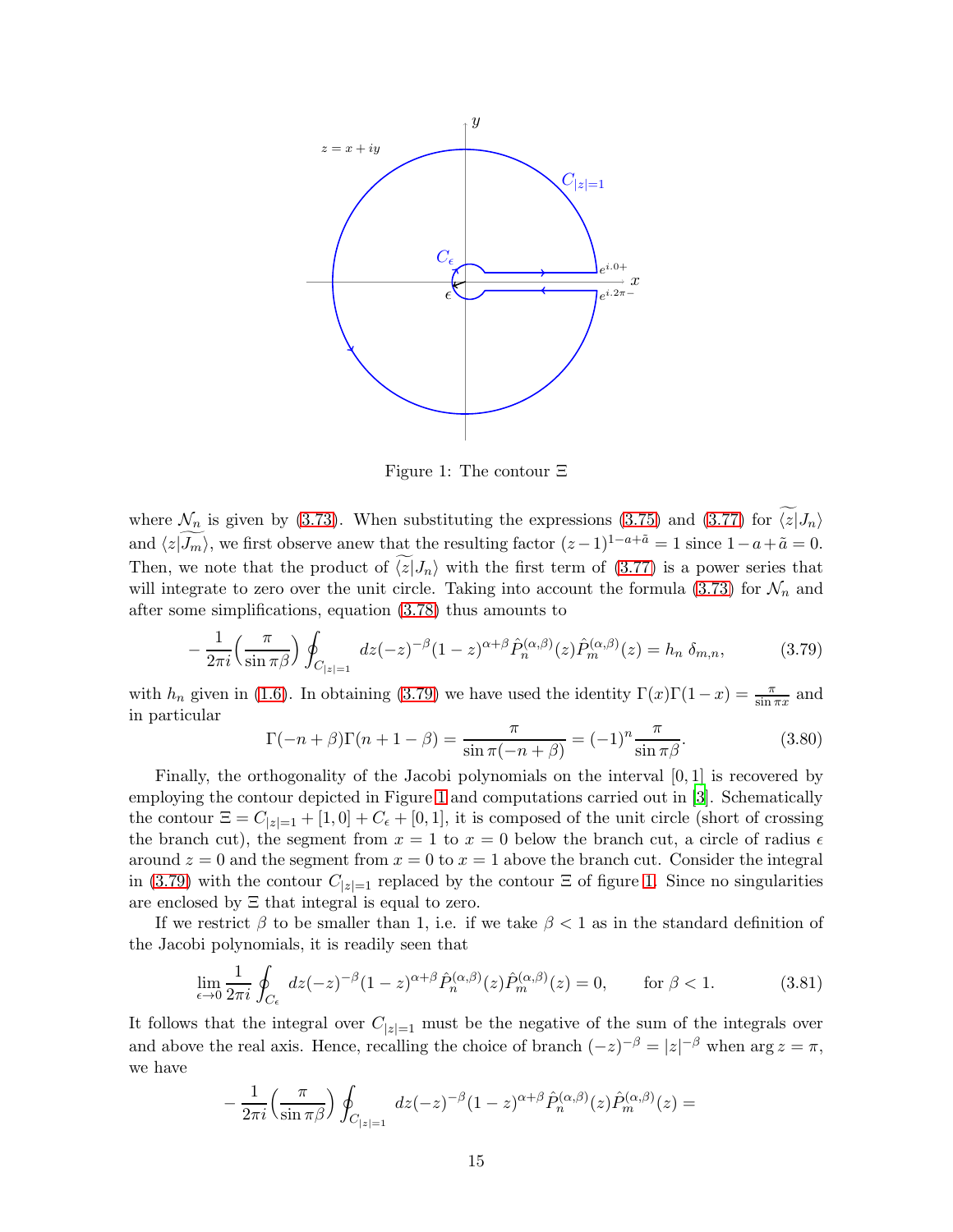Figure 1: The contour $\Xi$

where $\mathcal{N}_n$ is given by (3.73). When substituting the expressions (3.75) and (3.77) for $\widetilde{\langle z|J_n\rangle}$ and $\langle z|\widetilde{J_m}\rangle$, we first observe anew that the resulting factor $(z-1)^{1-a+\tilde{a}} = 1$ since $1-a+\tilde{a} = 0$. Then, we note that the product of $\widetilde{\langle z|J_n\rangle}$ with the first term of (3.77) is a power series that will integrate to zero over the unit circle. Taking into account the formula (3.73) for $\mathcal{N}_n$ and after some simplifications, equation (3.78) thus amounts to

$$-\frac{1}{2\pi i}\Big(\frac{\pi}{\sin\pi\beta}\Big)\oint_{C_{|z|=1}} dz(-z)^{-\beta}(1-z)^{\alpha+\beta}\hat{P}_n^{(\alpha,\beta)}(z)\hat{P}_m^{(\alpha,\beta)}(z) = h_n\,\delta_{m,n}, \tag{3.79}$$

with $h_n$ given in (1.6). In obtaining (3.79) we have used the identity $\Gamma(x)\Gamma(1-x) = \frac{\pi}{\sin\pi x}$ and in particular

$$\Gamma(-n+\beta)\Gamma(n+1-\beta) = \frac{\pi}{\sin\pi(-n+\beta)} = (-1)^n\frac{\pi}{\sin\pi\beta}. \tag{3.80}$$

Finally, the orthogonality of the Jacobi polynomials on the interval $[0,1]$ is recovered by employing the contour depicted in Figure 1 and computations carried out in [3]. Schematically the contour $\Xi = C_{|z|=1} + [1,0] + C_\epsilon + [0,1]$, it is composed of the unit circle (short of crossing the branch cut), the segment from $x=1$ to $x=0$ below the branch cut, a circle of radius $\epsilon$ around $z=0$ and the segment from $x=0$ to $x=1$ above the branch cut. Consider the integral in (3.79) with the contour $C_{|z|=1}$ replaced by the contour $\Xi$ of figure 1. Since no singularities are enclosed by $\Xi$ that integral is equal to zero.

If we restrict $\beta$ to be smaller than 1, i.e. if we take $\beta < 1$ as in the standard definition of the Jacobi polynomials, it is readily seen that

$$\lim_{\epsilon\to 0}\frac{1}{2\pi i}\oint_{C_\epsilon} dz(-z)^{-\beta}(1-z)^{\alpha+\beta}\hat{P}_n^{(\alpha,\beta)}(z)\hat{P}_m^{(\alpha,\beta)}(z) = 0, \qquad \text{for } \beta < 1. \tag{3.81}$$

It follows that the integral over $C_{|z|=1}$ must be the negative of the sum of the integrals over and above the real axis. Hence, recalling the choice of branch $(-z)^{-\beta} = |z|^{-\beta}$ when $\arg z = \pi$, we have

$$-\frac{1}{2\pi i}\Big(\frac{\pi}{\sin\pi\beta}\Big)\oint_{C_{|z|=1}} dz(-z)^{-\beta}(1-z)^{\alpha+\beta}\hat{P}_n^{(\alpha,\beta)}(z)\hat{P}_m^{(\alpha,\beta)}(z) =$$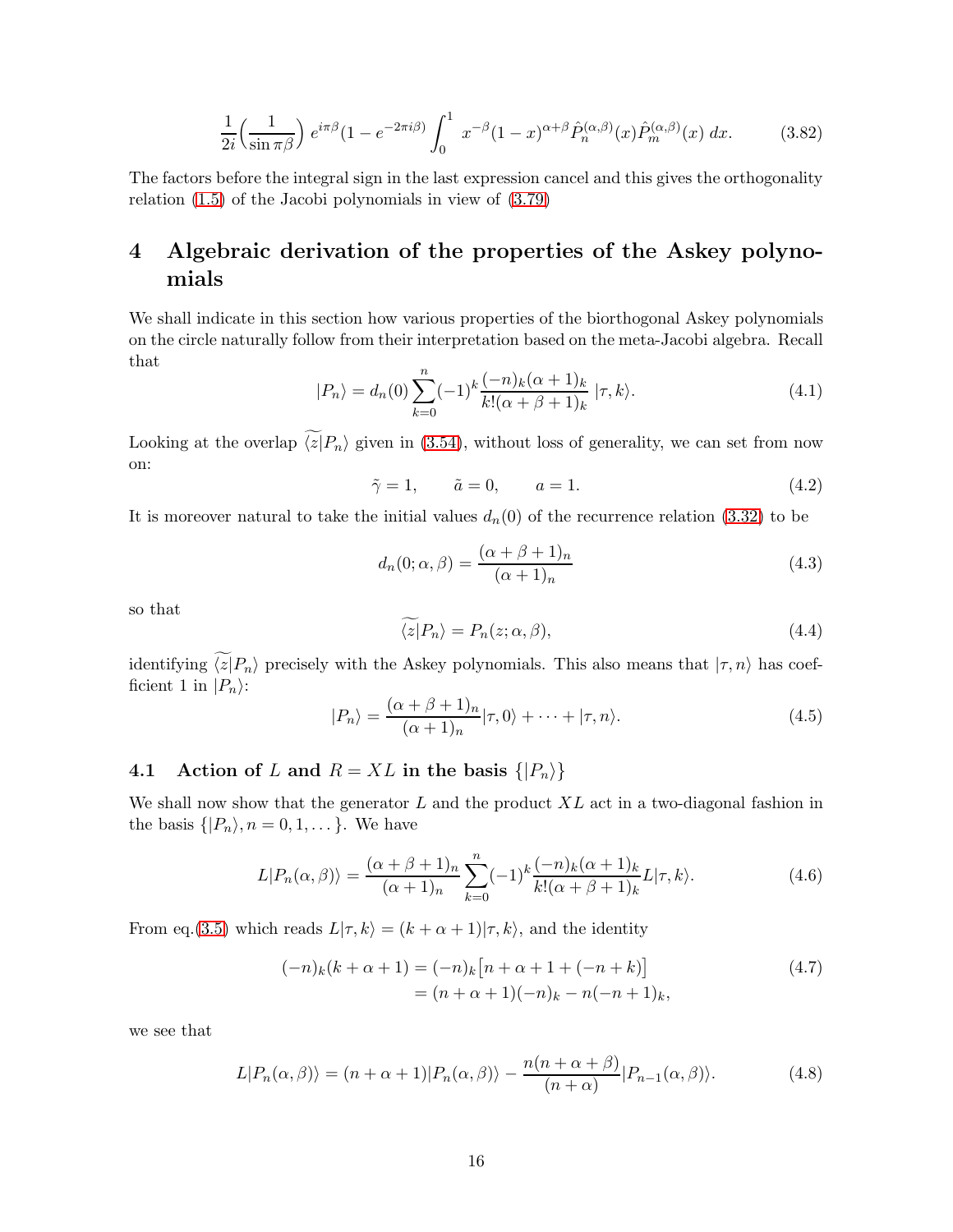$$\frac{1}{2i}\Big(\frac{1}{\sin \pi\beta}\Big)\, e^{i\pi\beta}(1-e^{-2\pi i\beta})\int_0^1 x^{-\beta}(1-x)^{\alpha+\beta}\hat{P}_n^{(\alpha,\beta)}(x)\hat{P}_m^{(\alpha,\beta)}(x)\, dx. \tag{3.82}$$

The factors before the integral sign in the last expression cancel and this gives the orthogonality relation (1.5) of the Jacobi polynomials in view of (3.79)

# 4 Algebraic derivation of the properties of the Askey polynomials

We shall indicate in this section how various properties of the biorthogonal Askey polynomials on the circle naturally follow from their interpretation based on the meta-Jacobi algebra. Recall that

$$|P_n\rangle = d_n(0)\sum_{k=0}^{n}(-1)^k\frac{(-n)_k(\alpha+1)_k}{k!(\alpha+\beta+1)_k}\,|\tau,k\rangle. \tag{4.1}$$

Looking at the overlap $\widetilde{\langle z}|P_n\rangle$ given in (3.54), without loss of generality, we can set from now on:

$$\tilde{\gamma}=1, \qquad \tilde{a}=0, \qquad a=1. \tag{4.2}$$

It is moreover natural to take the initial values $d_n(0)$ of the recurrence relation (3.32) to be

$$d_n(0;\alpha,\beta) = \frac{(\alpha+\beta+1)_n}{(\alpha+1)_n} \tag{4.3}$$

so that

$$\widetilde{\langle z}|P_n\rangle = P_n(z;\alpha,\beta), \tag{4.4}$$

identifying $\widetilde{\langle z}|P_n\rangle$ precisely with the Askey polynomials. This also means that $|\tau,n\rangle$ has coefficient 1 in $|P_n\rangle$:

$$|P_n\rangle = \frac{(\alpha+\beta+1)_n}{(\alpha+1)_n}|\tau,0\rangle + \dots + |\tau,n\rangle. \tag{4.5}$$

## 4.1 Action of $L$ and $R=XL$ in the basis $\{|P_n\rangle\}$

We shall now show that the generator $L$ and the product $XL$ act in a two-diagonal fashion in the basis $\{|P_n\rangle, n=0,1,\dots\}$. We have

$$L|P_n(\alpha,\beta)\rangle = \frac{(\alpha+\beta+1)_n}{(\alpha+1)_n}\sum_{k=0}^{n}(-1)^k\frac{(-n)_k(\alpha+1)_k}{k!(\alpha+\beta+1)_k}L|\tau,k\rangle. \tag{4.6}$$

From eq.(3.5) which reads $L|\tau,k\rangle = (k+\alpha+1)|\tau,k\rangle$, and the identity

$$\begin{aligned}(-n)_k(k+\alpha+1) &= (-n)_k\big[n+\alpha+1+(-n+k)\big]\\ &= (n+\alpha+1)(-n)_k - n(-n+1)_k,\end{aligned} \tag{4.7}$$

we see that

$$L|P_n(\alpha,\beta)\rangle = (n+\alpha+1)|P_n(\alpha,\beta)\rangle - \frac{n(n+\alpha+\beta)}{(n+\alpha)}|P_{n-1}(\alpha,\beta)\rangle. \tag{4.8}$$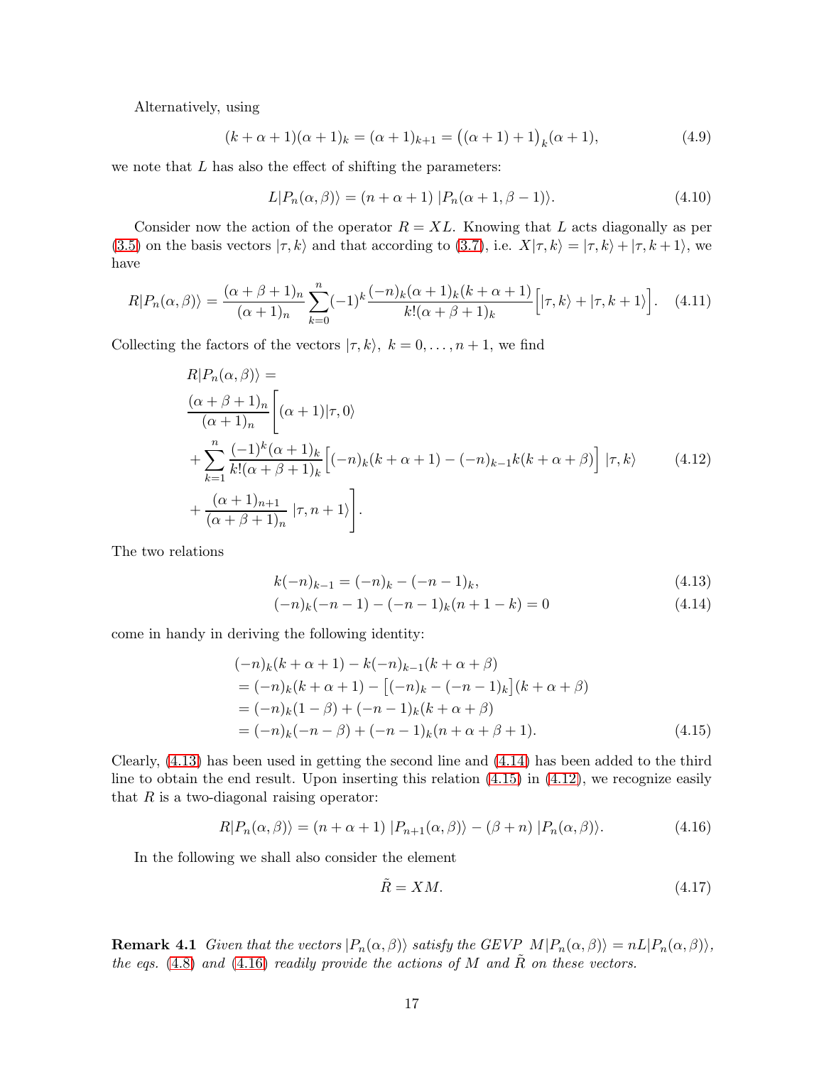Alternatively, using

$$(k+\alpha+1)(\alpha+1)_k = (\alpha+1)_{k+1} = \big((\alpha+1)+1\big)_k(\alpha+1), \tag{4.9}$$

we note that $L$ has also the effect of shifting the parameters:

$$L|P_n(\alpha,\beta)\rangle = (n+\alpha+1)\;|P_n(\alpha+1,\beta-1)\rangle. \tag{4.10}$$

Consider now the action of the operator $R = XL$. Knowing that $L$ acts diagonally as per (3.5) on the basis vectors $|\tau,k\rangle$ and that according to (3.7), i.e. $X|\tau,k\rangle = |\tau,k\rangle + |\tau,k+1\rangle$, we have

$$R|P_n(\alpha,\beta)\rangle = \frac{(\alpha+\beta+1)_n}{(\alpha+1)_n}\sum_{k=0}^{n}(-1)^k\frac{(-n)_k(\alpha+1)_k(k+\alpha+1)}{k!(\alpha+\beta+1)_k}\Big[|\tau,k\rangle + |\tau,k+1\rangle\Big]. \tag{4.11}$$

Collecting the factors of the vectors $|\tau,k\rangle,\ k=0,\dots,n+1$, we find

$$\begin{aligned}
&R|P_n(\alpha,\beta)\rangle = \\
&\frac{(\alpha+\beta+1)_n}{(\alpha+1)_n}\Bigg[(\alpha+1)|\tau,0\rangle \\
&+\sum_{k=1}^{n}\frac{(-1)^k(\alpha+1)_k}{k!(\alpha+\beta+1)_k}\Big[(-n)_k(k+\alpha+1)-(-n)_{k-1}k(k+\alpha+\beta)\Big]\;|\tau,k\rangle \\
&+\frac{(\alpha+1)_{n+1}}{(\alpha+\beta+1)_n}\;|\tau,n+1\rangle\Bigg].
\end{aligned} \tag{4.12}$$

The two relations

$$k(-n)_{k-1} = (-n)_k - (-n-1)_k, \tag{4.13}$$

$$(-n)_k(-n-1) - (-n-1)_k(n+1-k) = 0 \tag{4.14}$$

come in handy in deriving the following identity:

$$\begin{aligned}
&(-n)_k(k+\alpha+1) - k(-n)_{k-1}(k+\alpha+\beta) \\
&= (-n)_k(k+\alpha+1) - \big[(-n)_k - (-n-1)_k\big](k+\alpha+\beta) \\
&= (-n)_k(1-\beta) + (-n-1)_k(k+\alpha+\beta) \\
&= (-n)_k(-n-\beta) + (-n-1)_k(n+\alpha+\beta+1).
\end{aligned} \tag{4.15}$$

Clearly, (4.13) has been used in getting the second line and (4.14) has been added to the third line to obtain the end result. Upon inserting this relation (4.15) in (4.12), we recognize easily that $R$ is a two-diagonal raising operator:

$$R|P_n(\alpha,\beta)\rangle = (n+\alpha+1)\;|P_{n+1}(\alpha,\beta)\rangle - (\beta+n)\;|P_n(\alpha,\beta)\rangle. \tag{4.16}$$

In the following we shall also consider the element

$$\tilde{R} = XM. \tag{4.17}$$

**Remark 4.1** *Given that the vectors $|P_n(\alpha,\beta)\rangle$ satisfy the GEVP $M|P_n(\alpha,\beta)\rangle = nL|P_n(\alpha,\beta)\rangle$, the eqs. (4.8) and (4.16) readily provide the actions of $M$ and $\tilde{R}$ on these vectors.*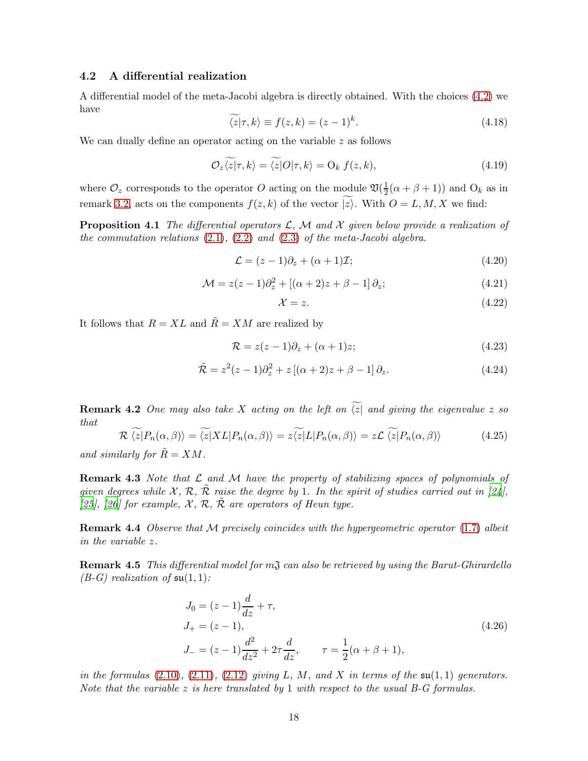### 4.2 A differential realization

A differential model of the meta-Jacobi algebra is directly obtained. With the choices (4.2) we have

$$\widetilde{\langle z|}\tau, k\rangle \equiv f(z,k) = (z-1)^k. \tag{4.18}$$

We can dually define an operator acting on the variable $z$ as follows

$$\mathcal{O}_z \widetilde{\langle z|}\tau, k\rangle = \widetilde{\langle z|}O|\tau, k\rangle = \mathrm{O}_k\ f(z,k), \tag{4.19}$$

where $\mathcal{O}_z$ corresponds to the operator $O$ acting on the module $\mathfrak{V}(\frac{1}{2}(\alpha+\beta+1))$ and $\mathrm{O}_k$ as in remark 3.2, acts on the components $f(z,k)$ of the vector $\widetilde{|z\rangle}$. With $O = L, M, X$ we find:

**Proposition 4.1** *The differential operators $\mathcal{L}$, $\mathcal{M}$ and $\mathcal{X}$ given below provide a realization of the commutation relations (2.1), (2.2) and (2.3) of the meta-Jacobi algebra.*

$$\mathcal{L} = (z-1)\partial_z + (\alpha+1)\mathcal{I}; \tag{4.20}$$

$$\mathcal{M} = z(z-1)\partial_z^2 + [(\alpha+2)z + \beta - 1]\,\partial_z; \tag{4.21}$$

$$\mathcal{X} = z. \tag{4.22}$$

It follows that $R = XL$ and $\tilde{R} = XM$ are realized by

$$\mathcal{R} = z(z-1)\partial_z + (\alpha+1)z; \tag{4.23}$$

$$\tilde{\mathcal{R}} = z^2(z-1)\partial_z^2 + z\,[(\alpha+2)z + \beta - 1]\,\partial_z. \tag{4.24}$$

**Remark 4.2** *One may also take $X$ acting on the left on $\widetilde{\langle z|}$ and giving the eigenvalue $z$ so that*

$$\mathcal{R}\ \widetilde{\langle z|}P_n(\alpha,\beta)\rangle = \widetilde{\langle z|}XL|P_n(\alpha,\beta)\rangle = z\widetilde{\langle z|}L|P_n(\alpha,\beta)\rangle = z\mathcal{L}\ \widetilde{\langle z|}P_n(\alpha,\beta)\rangle \tag{4.25}$$

*and similarly for $\tilde{R} = XM$.*

**Remark 4.3** *Note that $\mathcal{L}$ and $\mathcal{M}$ have the property of stabilizing spaces of polynomials of given degrees while $\mathcal{X}$, $\mathcal{R}$, $\tilde{\mathcal{R}}$ raise the degree by 1. In the spirit of studies carried out in [24], [25], [26] for example, $\mathcal{X}$, $\mathcal{R}$, $\tilde{\mathcal{R}}$ are operators of Heun type.*

**Remark 4.4** *Observe that $\mathcal{M}$ precisely coincides with the hypergeometric operator (1.7) albeit in the variable $z$.*

**Remark 4.5** *This differential model for $m\mathfrak{J}$ can also be retrieved by using the Barut-Ghirardello (B-G) realization of $\mathfrak{su}(1,1)$:*

$$\begin{aligned}
J_0 &= (z-1)\frac{d}{dz} + \tau, \\
J_+ &= (z-1), \\
J_- &= (z-1)\frac{d^2}{dz^2} + 2\tau\frac{d}{dz}, \qquad \tau = \frac{1}{2}(\alpha+\beta+1),
\end{aligned} \tag{4.26}$$

*in the formulas (2.10), (2.11), (2.12) giving $L$, $M$, and $X$ in terms of the $\mathfrak{su}(1,1)$ generators. Note that the variable $z$ is here translated by 1 with respect to the usual B-G formulas.*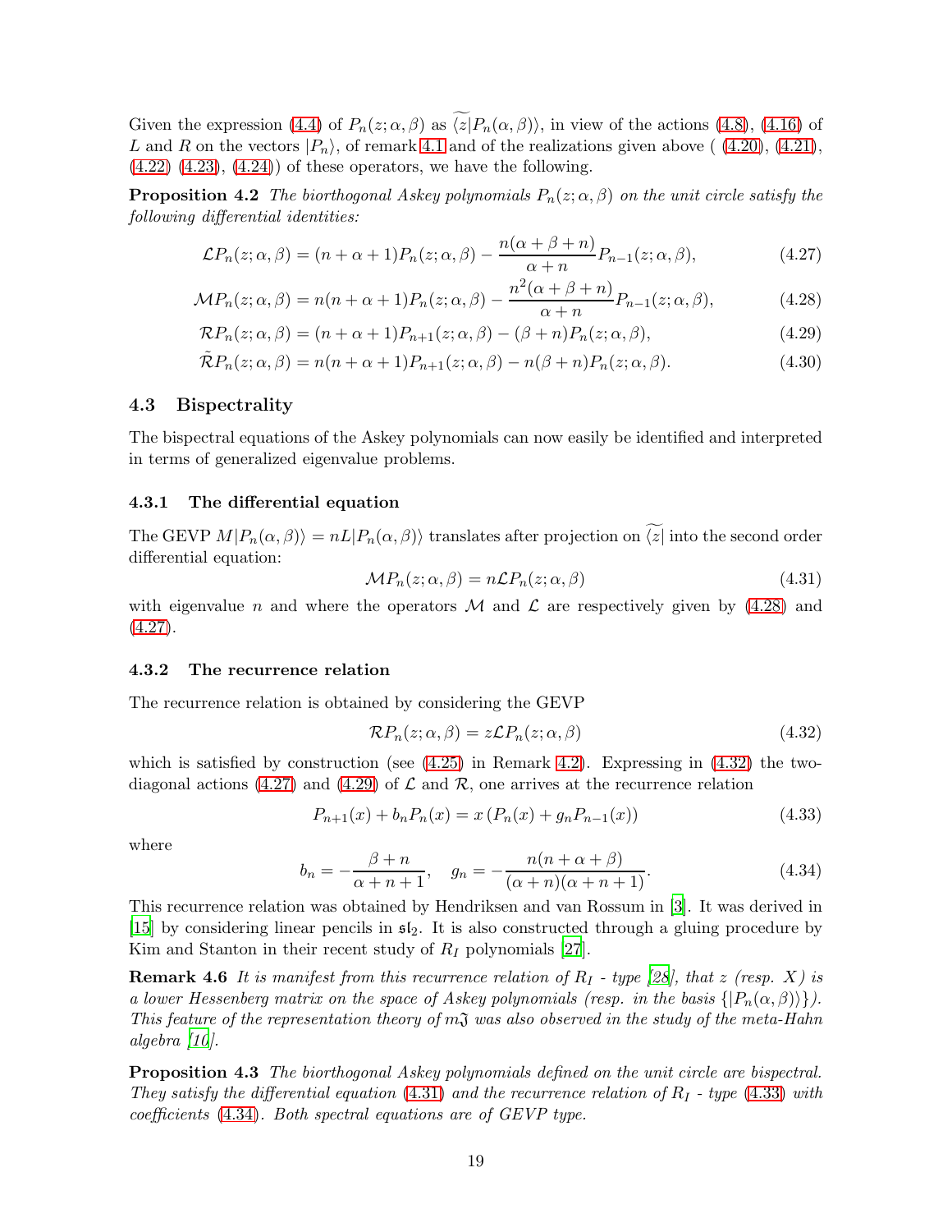Given the expression (4.4) of $P_n(z;\alpha,\beta)$ as $\widetilde{\langle z|}P_n(\alpha,\beta)\rangle$, in view of the actions (4.8), (4.16) of $L$ and $R$ on the vectors $|P_n\rangle$, of remark 4.1 and of the realizations given above ( (4.20), (4.21), (4.22) (4.23), (4.24)) of these operators, we have the following.

**Proposition 4.2** *The biorthogonal Askey polynomials $P_n(z;\alpha,\beta)$ on the unit circle satisfy the following differential identities:*

$$\mathcal{L}P_n(z;\alpha,\beta) = (n+\alpha+1)P_n(z;\alpha,\beta) - \frac{n(\alpha+\beta+n)}{\alpha+n}P_{n-1}(z;\alpha,\beta), \tag{4.27}$$

$$\mathcal{M}P_n(z;\alpha,\beta) = n(n+\alpha+1)P_n(z;\alpha,\beta) - \frac{n^2(\alpha+\beta+n)}{\alpha+n}P_{n-1}(z;\alpha,\beta), \tag{4.28}$$

$$\mathcal{R}P_n(z;\alpha,\beta) = (n+\alpha+1)P_{n+1}(z;\alpha,\beta) - (\beta+n)P_n(z;\alpha,\beta), \tag{4.29}$$

$$\tilde{\mathcal{R}}P_n(z;\alpha,\beta) = n(n+\alpha+1)P_{n+1}(z;\alpha,\beta) - n(\beta+n)P_n(z;\alpha,\beta). \tag{4.30}$$

### 4.3 Bispectrality

The bispectral equations of the Askey polynomials can now easily be identified and interpreted in terms of generalized eigenvalue problems.

#### 4.3.1 The differential equation

The GEVP $M|P_n(\alpha,\beta)\rangle = nL|P_n(\alpha,\beta)\rangle$ translates after projection on $\widetilde{\langle z|}$ into the second order differential equation:

$$\mathcal{M}P_n(z;\alpha,\beta) = n\mathcal{L}P_n(z;\alpha,\beta) \tag{4.31}$$

with eigenvalue $n$ and where the operators $\mathcal{M}$ and $\mathcal{L}$ are respectively given by (4.28) and (4.27).

#### 4.3.2 The recurrence relation

The recurrence relation is obtained by considering the GEVP

$$\mathcal{R}P_n(z;\alpha,\beta) = z\mathcal{L}P_n(z;\alpha,\beta) \tag{4.32}$$

which is satisfied by construction (see (4.25) in Remark 4.2). Expressing in (4.32) the two-diagonal actions (4.27) and (4.29) of $\mathcal{L}$ and $\mathcal{R}$, one arrives at the recurrence relation

$$P_{n+1}(x) + b_nP_n(x) = x\left(P_n(x) + g_nP_{n-1}(x)\right) \tag{4.33}$$

where

$$b_n = -\frac{\beta+n}{\alpha+n+1}, \quad g_n = -\frac{n(n+\alpha+\beta)}{(\alpha+n)(\alpha+n+1)}. \tag{4.34}$$

This recurrence relation was obtained by Hendriksen and van Rossum in [3]. It was derived in [15] by considering linear pencils in $\mathfrak{sl}_2$. It is also constructed through a gluing procedure by Kim and Stanton in their recent study of $R_I$ polynomials [27].

**Remark 4.6** *It is manifest from this recurrence relation of $R_I$ - type [28], that $z$ (resp. $X$) is a lower Hessenberg matrix on the space of Askey polynomials (resp. in the basis $\{|P_n(\alpha,\beta)\rangle\}$). This feature of the representation theory of $m\mathfrak{J}$ was also observed in the study of the meta-Hahn algebra [10].*

**Proposition 4.3** *The biorthogonal Askey polynomials defined on the unit circle are bispectral. They satisfy the differential equation (4.31) and the recurrence relation of $R_I$ - type (4.33) with coefficients (4.34). Both spectral equations are of GEVP type.*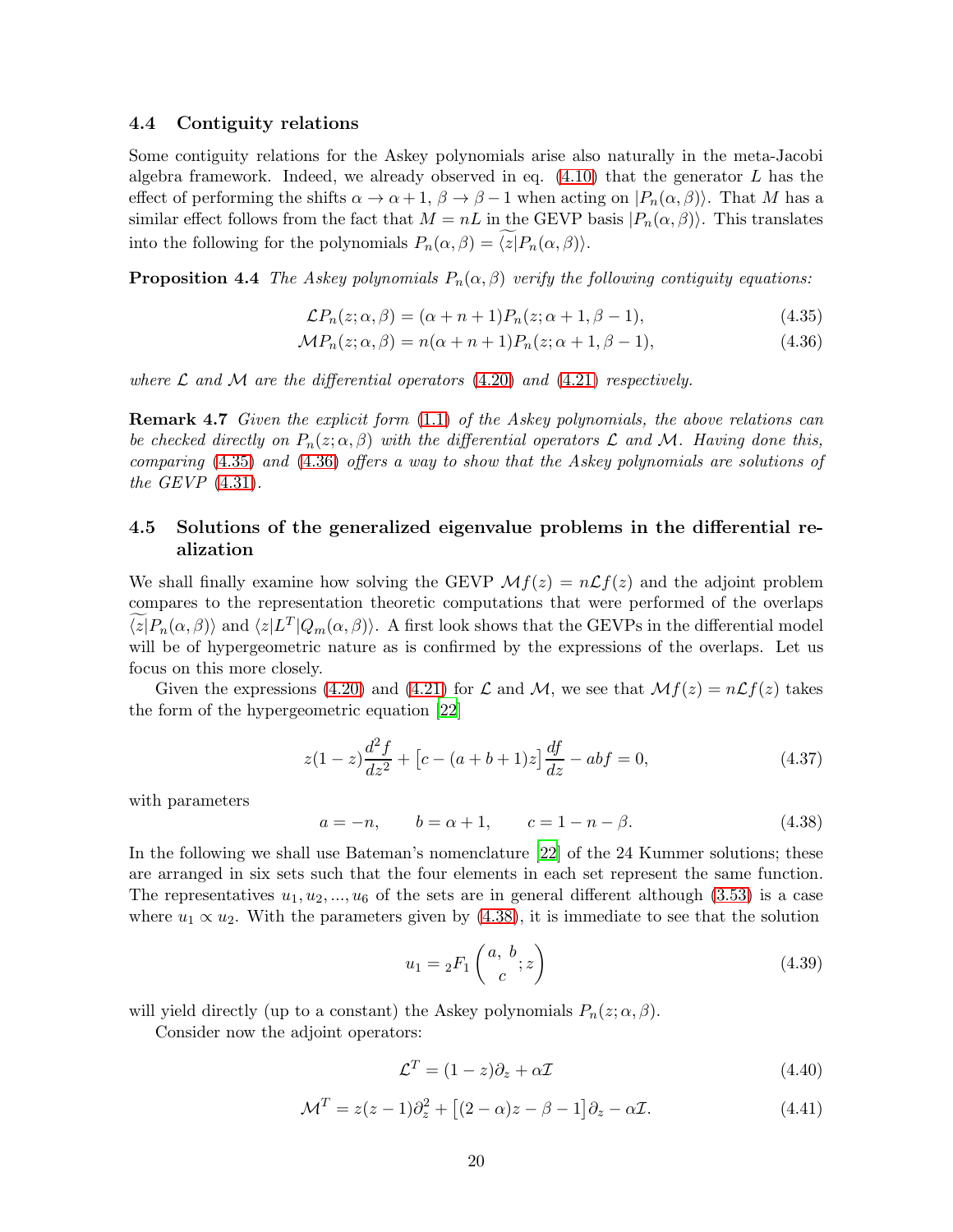### 4.4 Contiguity relations

Some contiguity relations for the Askey polynomials arise also naturally in the meta-Jacobi algebra framework. Indeed, we already observed in eq. (4.10) that the generator $L$ has the effect of performing the shifts $\alpha \to \alpha+1$, $\beta \to \beta - 1$ when acting on $|P_n(\alpha,\beta)\rangle$. That $M$ has a similar effect follows from the fact that $M = nL$ in the GEVP basis $|P_n(\alpha,\beta)\rangle$. This translates into the following for the polynomials $P_n(\alpha,\beta) = \widetilde{\langle z|}P_n(\alpha,\beta)\rangle$.

**Proposition 4.4** *The Askey polynomials $P_n(\alpha,\beta)$ verify the following contiguity equations:*

$$\mathcal{L}P_n(z;\alpha,\beta) = (\alpha+n+1)P_n(z;\alpha+1,\beta-1), \tag{4.35}$$

$$\mathcal{M}P_n(z;\alpha,\beta) = n(\alpha+n+1)P_n(z;\alpha+1,\beta-1), \tag{4.36}$$

*where $\mathcal{L}$ and $\mathcal{M}$ are the differential operators (4.20) and (4.21) respectively.*

**Remark 4.7** *Given the explicit form (1.1) of the Askey polynomials, the above relations can be checked directly on $P_n(z;\alpha,\beta)$ with the differential operators $\mathcal{L}$ and $\mathcal{M}$. Having done this, comparing (4.35) and (4.36) offers a way to show that the Askey polynomials are solutions of the GEVP (4.31).*

### 4.5 Solutions of the generalized eigenvalue problems in the differential realization

We shall finally examine how solving the GEVP $\mathcal{M}f(z) = n\mathcal{L}f(z)$ and the adjoint problem compares to the representation theoretic computations that were performed of the overlaps $\widetilde{\langle z|}P_n(\alpha,\beta)\rangle$ and $\langle z|L^T|Q_m(\alpha,\beta)\rangle$. A first look shows that the GEVPs in the differential model will be of hypergeometric nature as is confirmed by the expressions of the overlaps. Let us focus on this more closely.

Given the expressions (4.20) and (4.21) for $\mathcal{L}$ and $\mathcal{M}$, we see that $\mathcal{M}f(z) = n\mathcal{L}f(z)$ takes the form of the hypergeometric equation [22]

$$z(1-z)\frac{d^2f}{dz^2} + \big[c - (a+b+1)z\big]\frac{df}{dz} - abf = 0, \tag{4.37}$$

with parameters

$$a = -n, \qquad b = \alpha+1, \qquad c = 1-n-\beta. \tag{4.38}$$

In the following we shall use Bateman's nomenclature [22] of the 24 Kummer solutions; these are arranged in six sets such that the four elements in each set represent the same function. The representatives $u_1, u_2, ..., u_6$ of the sets are in general different although (3.53) is a case where $u_1 \propto u_2$. With the parameters given by (4.38), it is immediate to see that the solution

$$u_1 = {}_2F_1\left(\begin{matrix} a,\ b \\ c \end{matrix}; z\right) \tag{4.39}$$

will yield directly (up to a constant) the Askey polynomials $P_n(z;\alpha,\beta)$.

Consider now the adjoint operators:

$$\mathcal{L}^T = (1-z)\partial_z + \alpha\mathcal{I} \tag{4.40}$$

$$\mathcal{M}^T = z(z-1)\partial_z^2 + \big[(2-\alpha)z - \beta - 1\big]\partial_z - \alpha\mathcal{I}. \tag{4.41}$$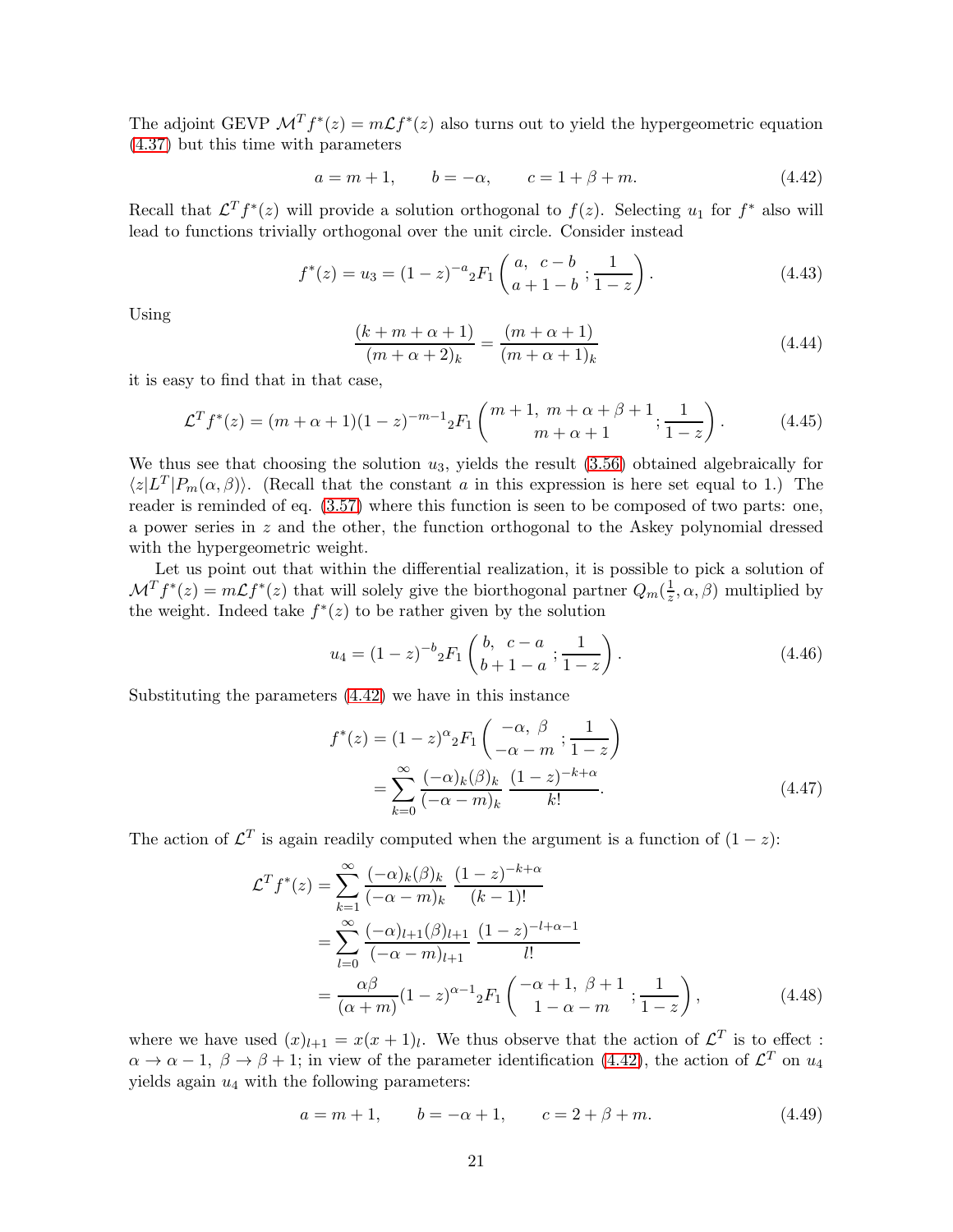The adjoint GEVP $\mathcal{M}^T f^*(z) = m\mathcal{L} f^*(z)$ also turns out to yield the hypergeometric equation (4.37) but this time with parameters

$$a = m + 1, \qquad b = -\alpha, \qquad c = 1 + \beta + m. \tag{4.42}$$

Recall that $\mathcal{L}^T f^*(z)$ will provide a solution orthogonal to $f(z)$. Selecting $u_1$ for $f^*$ also will lead to functions trivially orthogonal over the unit circle. Consider instead

$$f^*(z) = u_3 = (1-z)^{-a} {}_2F_1\left(\begin{matrix} a, \ c-b \\ a+1-b \end{matrix}; \frac{1}{1-z}\right). \tag{4.43}$$

Using

$$\frac{(k+m+\alpha+1)}{(m+\alpha+2)_k} = \frac{(m+\alpha+1)}{(m+\alpha+1)_k} \tag{4.44}$$

it is easy to find that in that case,

$$\mathcal{L}^T f^*(z) = (m+\alpha+1)(1-z)^{-m-1} {}_2F_1\left(\begin{matrix} m+1, \ m+\alpha+\beta+1 \\ m+\alpha+1 \end{matrix}; \frac{1}{1-z}\right). \tag{4.45}$$

We thus see that choosing the solution $u_3$, yields the result (3.56) obtained algebraically for $\langle z|L^T|P_m(\alpha,\beta)\rangle$. (Recall that the constant $a$ in this expression is here set equal to 1.) The reader is reminded of eq. (3.57) where this function is seen to be composed of two parts: one, a power series in $z$ and the other, the function orthogonal to the Askey polynomial dressed with the hypergeometric weight.

Let us point out that within the differential realization, it is possible to pick a solution of $\mathcal{M}^T f^*(z) = m\mathcal{L} f^*(z)$ that will solely give the biorthogonal partner $Q_m(\frac{1}{z},\alpha,\beta)$ multiplied by the weight. Indeed take $f^*(z)$ to be rather given by the solution

$$u_4 = (1-z)^{-b} {}_2F_1\left(\begin{matrix} b, \ c-a \\ b+1-a \end{matrix}; \frac{1}{1-z}\right). \tag{4.46}$$

Substituting the parameters (4.42) we have in this instance

$$\begin{aligned} f^*(z) &= (1-z)^{\alpha} {}_2F_1\left(\begin{matrix} -\alpha, \ \beta \\ -\alpha-m \end{matrix}; \frac{1}{1-z}\right) \\ &= \sum_{k=0}^{\infty} \frac{(-\alpha)_k(\beta)_k}{(-\alpha-m)_k} \, \frac{(1-z)^{-k+\alpha}}{k!}. \end{aligned} \tag{4.47}$$

The action of $\mathcal{L}^T$ is again readily computed when the argument is a function of $(1-z)$:

$$\begin{aligned} \mathcal{L}^T f^*(z) &= \sum_{k=1}^{\infty} \frac{(-\alpha)_k(\beta)_k}{(-\alpha-m)_k} \, \frac{(1-z)^{-k+\alpha}}{(k-1)!} \\ &= \sum_{l=0}^{\infty} \frac{(-\alpha)_{l+1}(\beta)_{l+1}}{(-\alpha-m)_{l+1}} \, \frac{(1-z)^{-l+\alpha-1}}{l!} \\ &= \frac{\alpha\beta}{(\alpha+m)}(1-z)^{\alpha-1} {}_2F_1\left(\begin{matrix} -\alpha+1, \ \beta+1 \\ 1-\alpha-m \end{matrix}; \frac{1}{1-z}\right), \end{aligned} \tag{4.48}$$

where we have used $(x)_{l+1} = x(x+1)_l$. We thus observe that the action of $\mathcal{L}^T$ is to effect : $\alpha \to \alpha - 1$, $\beta \to \beta + 1$; in view of the parameter identification (4.42), the action of $\mathcal{L}^T$ on $u_4$ yields again $u_4$ with the following parameters:

$$a = m + 1, \qquad b = -\alpha + 1, \qquad c = 2 + \beta + m. \tag{4.49}$$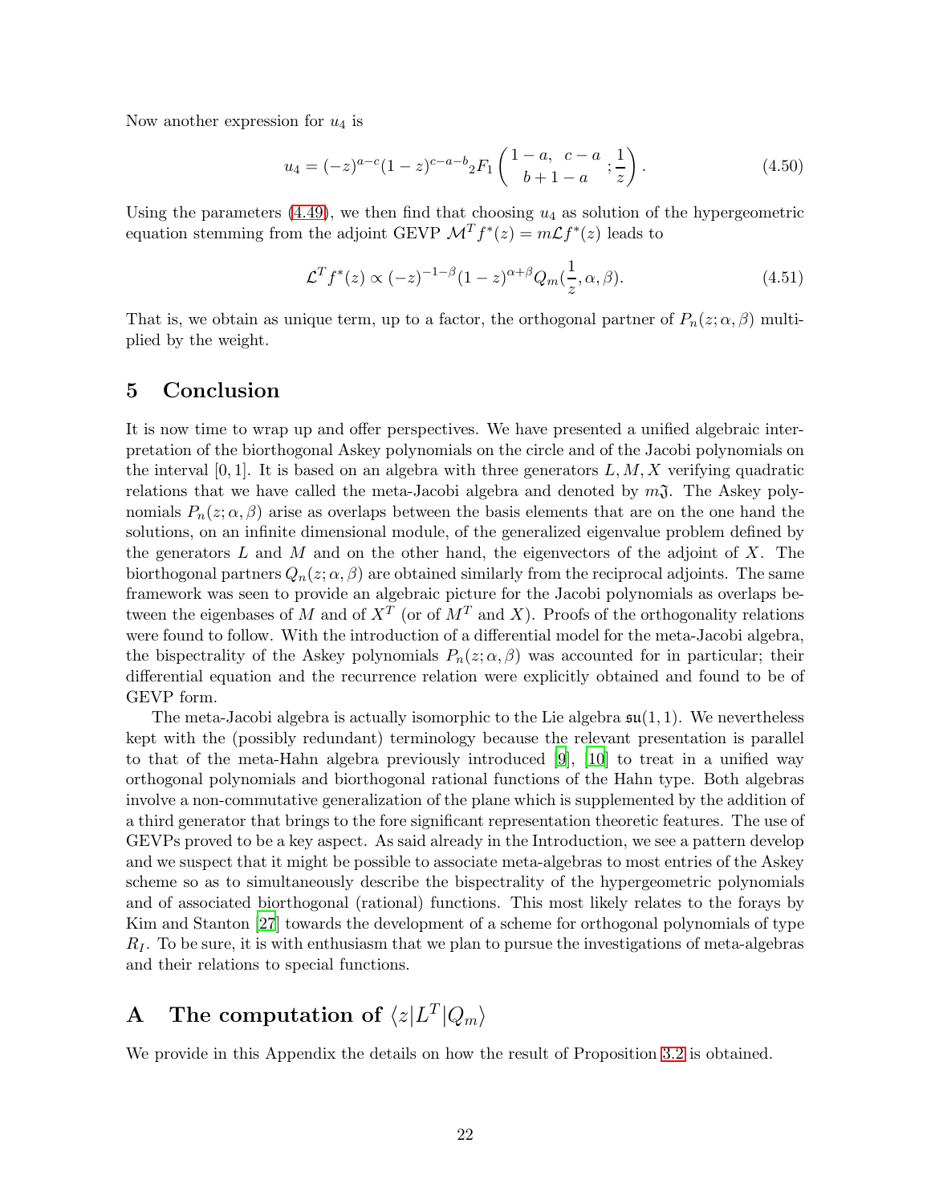Now another expression for $u_4$ is

$$u_4 = (-z)^{a-c}(1-z)^{c-a-b}{}_2F_1\left(\begin{matrix}1-a, & c-a\\ & b+1-a\end{matrix}; \frac{1}{z}\right). \tag{4.50}$$

Using the parameters (4.49), we then find that choosing $u_4$ as solution of the hypergeometric equation stemming from the adjoint GEVP $\mathcal{M}^T f^*(z) = m\mathcal{L}f^*(z)$ leads to

$$\mathcal{L}^T f^*(z) \propto (-z)^{-1-\beta}(1-z)^{\alpha+\beta}Q_m(\frac{1}{z}, \alpha, \beta). \tag{4.51}$$

That is, we obtain as unique term, up to a factor, the orthogonal partner of $P_n(z;\alpha,\beta)$ multiplied by the weight.

# 5 Conclusion

It is now time to wrap up and offer perspectives. We have presented a unified algebraic interpretation of the biorthogonal Askey polynomials on the circle and of the Jacobi polynomials on the interval $[0,1]$. It is based on an algebra with three generators $L, M, X$ verifying quadratic relations that we have called the meta-Jacobi algebra and denoted by $m\mathfrak{J}$. The Askey polynomials $P_n(z;\alpha,\beta)$ arise as overlaps between the basis elements that are on the one hand the solutions, on an infinite dimensional module, of the generalized eigenvalue problem defined by the generators $L$ and $M$ and on the other hand, the eigenvectors of the adjoint of $X$. The biorthogonal partners $Q_n(z;\alpha,\beta)$ are obtained similarly from the reciprocal adjoints. The same framework was seen to provide an algebraic picture for the Jacobi polynomials as overlaps between the eigenbases of $M$ and of $X^T$ (or of $M^T$ and $X$). Proofs of the orthogonality relations were found to follow. With the introduction of a differential model for the meta-Jacobi algebra, the bispectrality of the Askey polynomials $P_n(z;\alpha,\beta)$ was accounted for in particular; their differential equation and the recurrence relation were explicitly obtained and found to be of GEVP form.

The meta-Jacobi algebra is actually isomorphic to the Lie algebra $\mathfrak{su}(1,1)$. We nevertheless kept with the (possibly redundant) terminology because the relevant presentation is parallel to that of the meta-Hahn algebra previously introduced [9], [10] to treat in a unified way orthogonal polynomials and biorthogonal rational functions of the Hahn type. Both algebras involve a non-commutative generalization of the plane which is supplemented by the addition of a third generator that brings to the fore significant representation theoretic features. The use of GEVPs proved to be a key aspect. As said already in the Introduction, we see a pattern develop and we suspect that it might be possible to associate meta-algebras to most entries of the Askey scheme so as to simultaneously describe the bispectrality of the hypergeometric polynomials and of associated biorthogonal (rational) functions. This most likely relates to the forays by Kim and Stanton [27] towards the development of a scheme for orthogonal polynomials of type $R_I$. To be sure, it is with enthusiasm that we plan to pursue the investigations of meta-algebras and their relations to special functions.

# A The computation of $\langle z|L^T|Q_m\rangle$

We provide in this Appendix the details on how the result of Proposition 3.2 is obtained.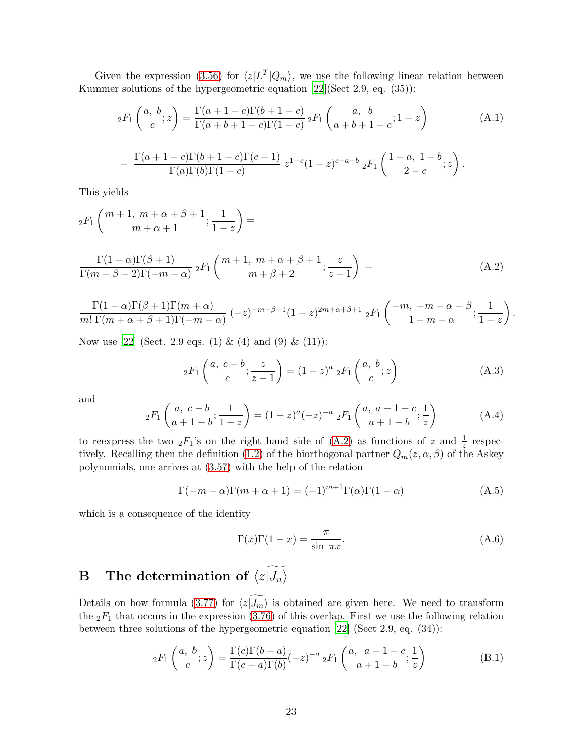Given the expression (3.56) for $\langle z|L^T|Q_m\rangle$, we use the following linear relation between Kummer solutions of the hypergeometric equation [22](Sect 2.9, eq. (35)):

$$
{}_2F_1\left(\begin{matrix}a,\ b\\ c\end{matrix};z\right) = \frac{\Gamma(a+1-c)\Gamma(b+1-c)}{\Gamma(a+b+1-c)\Gamma(1-c)}\,{}_2F_1\left(\begin{matrix}a,\ \ b\\ a+b+1-c\end{matrix};1-z\right) \tag{A.1}
$$

$$
-\ \frac{\Gamma(a+1-c)\Gamma(b+1-c)\Gamma(c-1)}{\Gamma(a)\Gamma(b)\Gamma(1-c)}\, z^{1-c}(1-z)^{c-a-b}\,{}_2F_1\left(\begin{matrix}1-a,\ 1-b\\ 2-c\end{matrix};z\right).
$$

This yields

$$
{}_2F_1\left(\begin{matrix}m+1,\ m+\alpha+\beta+1\\ m+\alpha+1\end{matrix};\frac{1}{1-z}\right) =
$$

$$
\frac{\Gamma(1-\alpha)\Gamma(\beta+1)}{\Gamma(m+\beta+2)\Gamma(-m-\alpha)}\,{}_2F_1\left(\begin{matrix}m+1,\ m+\alpha+\beta+1\\ m+\beta+2\end{matrix};\frac{z}{z-1}\right)\ - \tag{A.2}
$$

$$
\frac{\Gamma(1-\alpha)\Gamma(\beta+1)\Gamma(m+\alpha)}{m!\,\Gamma(m+\alpha+\beta+1)\Gamma(-m-\alpha)}\,(-z)^{-m-\beta-1}(1-z)^{2m+\alpha+\beta+1}\,{}_2F_1\left(\begin{matrix}-m,\ -m-\alpha-\beta\\ 1-m-\alpha\end{matrix};\frac{1}{1-z}\right).
$$

Now use [22] (Sect. 2.9 eqs. (1) & (4) and (9) & (11)):

$$
{}_2F_1\left(\begin{matrix}a,\ c-b\\ c\end{matrix};\frac{z}{z-1}\right) = (1-z)^a\,{}_2F_1\left(\begin{matrix}a,\ b\\ c\end{matrix};z\right) \tag{A.3}
$$

and

$$
{}_2F_1\left(\begin{matrix}a,\ c-b\\ a+1-b\end{matrix};\frac{1}{1-z}\right) = (1-z)^a(-z)^{-a}\,{}_2F_1\left(\begin{matrix}a,\ a+1-c\\ a+1-b\end{matrix};\frac{1}{z}\right) \tag{A.4}
$$

to reexpress the two ${}_2F_1$'s on the right hand side of (A.2) as functions of $z$ and $\frac{1}{z}$ respectively. Recalling then the definition (1.2) of the biorthogonal partner $Q_m(z,\alpha,\beta)$ of the Askey polynomials, one arrives at (3.57) with the help of the relation

$$
\Gamma(-m-\alpha)\Gamma(m+\alpha+1) = (-1)^{m+1}\Gamma(\alpha)\Gamma(1-\alpha) \tag{A.5}
$$

which is a consequence of the identity

$$
\Gamma(x)\Gamma(1-x) = \frac{\pi}{\sin\ \pi x}. \tag{A.6}
$$

# B The determination of $\langle z|\widetilde{J_n}\rangle$

Details on how formula (3.77) for $\langle z|\widetilde{J_m}\rangle$ is obtained are given here. We need to transform the ${}_2F_1$ that occurs in the expression (3.76) of this overlap. First we use the following relation between three solutions of the hypergeometric equation [22] (Sect 2.9, eq. (34)):

$$
{}_2F_1\left(\begin{matrix}a,\ b\\ c\end{matrix};z\right) = \frac{\Gamma(c)\Gamma(b-a)}{\Gamma(c-a)\Gamma(b)}(-z)^{-a}\,{}_2F_1\left(\begin{matrix}a,\ \ a+1-c\\ a+1-b\end{matrix};\frac{1}{z}\right) \tag{B.1}
$$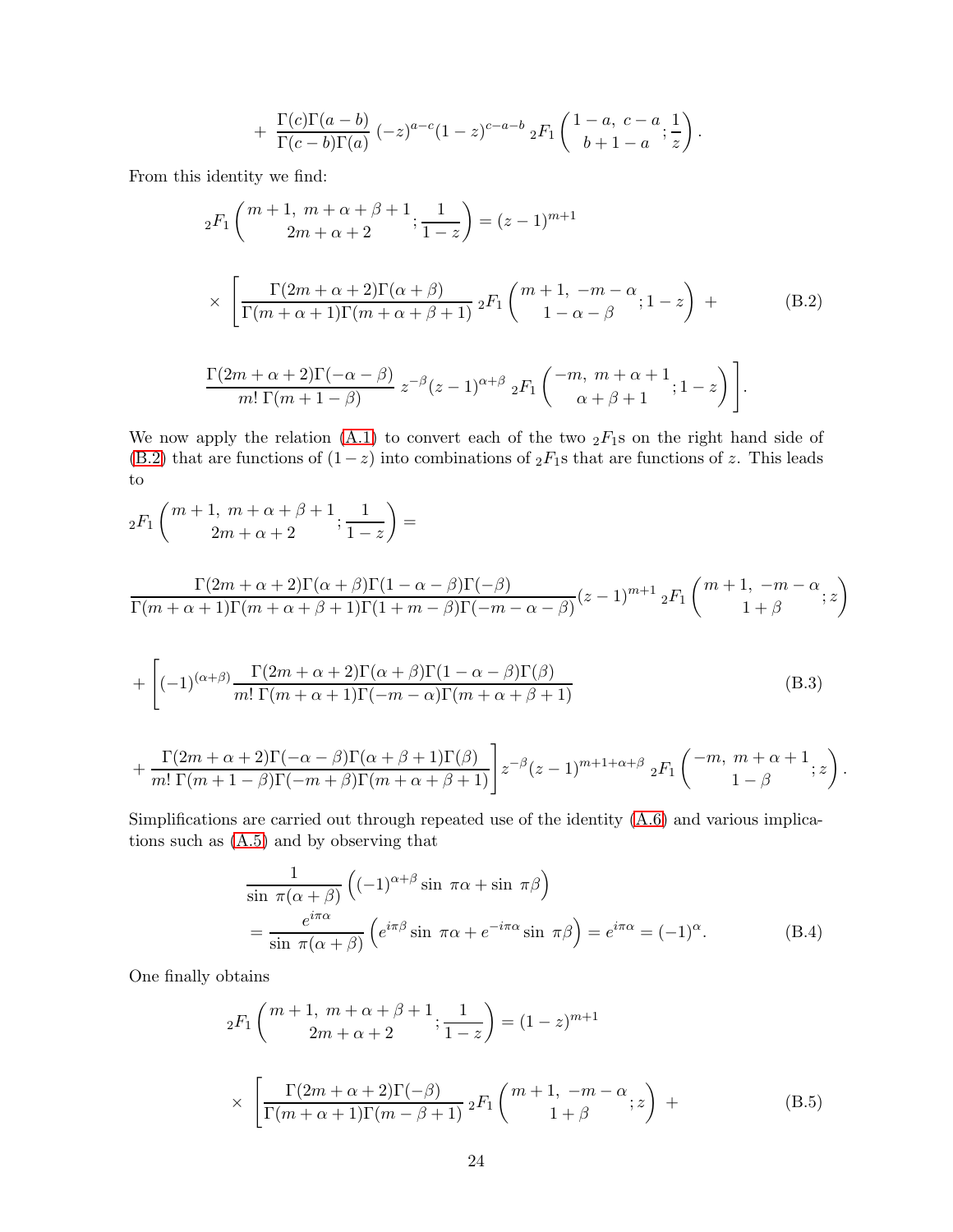$$+\ \frac{\Gamma(c)\Gamma(a-b)}{\Gamma(c-b)\Gamma(a)}\,(-z)^{a-c}(1-z)^{c-a-b}\,{}_2F_1\left(\begin{matrix}1-a,\ c-a\\ b+1-a\end{matrix};\frac{1}{z}\right).$$

From this identity we find:

$$ {}_2F_1\left(\begin{matrix}m+1,\ m+\alpha+\beta+1\\ 2m+\alpha+2\end{matrix};\frac{1}{1-z}\right) = (z-1)^{m+1}$$

$$\times\ \left[\frac{\Gamma(2m+\alpha+2)\Gamma(\alpha+\beta)}{\Gamma(m+\alpha+1)\Gamma(m+\alpha+\beta+1)}\,{}_2F_1\left(\begin{matrix}m+1,\ -m-\alpha\\ 1-\alpha-\beta\end{matrix};1-z\right)\ + \right. \tag{B.2}$$

$$\left.\frac{\Gamma(2m+\alpha+2)\Gamma(-\alpha-\beta)}{m!\,\Gamma(m+1-\beta)}\,z^{-\beta}(z-1)^{\alpha+\beta}\,{}_2F_1\left(\begin{matrix}-m,\ m+\alpha+1\\ \alpha+\beta+1\end{matrix};1-z\right)\right].$$

We now apply the relation (A.1) to convert each of the two ${}_2F_1$s on the right hand side of (B.2) that are functions of $(1-z)$ into combinations of ${}_2F_1$s that are functions of $z$. This leads to

$$ {}_2F_1\left(\begin{matrix}m+1,\ m+\alpha+\beta+1\\ 2m+\alpha+2\end{matrix};\frac{1}{1-z}\right) =$$

$$\frac{\Gamma(2m+\alpha+2)\Gamma(\alpha+\beta)\Gamma(1-\alpha-\beta)\Gamma(-\beta)}{\Gamma(m+\alpha+1)\Gamma(m+\alpha+\beta+1)\Gamma(1+m-\beta)\Gamma(-m-\alpha-\beta)}(z-1)^{m+1}\,{}_2F_1\left(\begin{matrix}m+1,\ -m-\alpha\\ 1+\beta\end{matrix};z\right)$$

$$+\left[(-1)^{(\alpha+\beta)}\frac{\Gamma(2m+\alpha+2)\Gamma(\alpha+\beta)\Gamma(1-\alpha-\beta)\Gamma(\beta)}{m!\,\Gamma(m+\alpha+1)\Gamma(-m-\alpha)\Gamma(m+\alpha+\beta+1)}\right. \tag{B.3}$$

$$\left.+\frac{\Gamma(2m+\alpha+2)\Gamma(-\alpha-\beta)\Gamma(\alpha+\beta+1)\Gamma(\beta)}{m!\,\Gamma(m+1-\beta)\Gamma(-m+\beta)\Gamma(m+\alpha+\beta+1)}\right]z^{-\beta}(z-1)^{m+1+\alpha+\beta}\,{}_2F_1\left(\begin{matrix}-m,\ m+\alpha+1\\ 1-\beta\end{matrix};z\right).$$

Simplifications are carried out through repeated use of the identity (A.6) and various implications such as (A.5) and by observing that

$$\begin{aligned}&\frac{1}{\sin\,\pi(\alpha+\beta)}\left((-1)^{\alpha+\beta}\sin\,\pi\alpha+\sin\,\pi\beta\right)\\ &=\frac{e^{i\pi\alpha}}{\sin\,\pi(\alpha+\beta)}\left(e^{i\pi\beta}\sin\,\pi\alpha+e^{-i\pi\alpha}\sin\,\pi\beta\right)=e^{i\pi\alpha}=(-1)^{\alpha}.\end{aligned} \tag{B.4}$$

One finally obtains

$$ {}_2F_1\left(\begin{matrix}m+1,\ m+\alpha+\beta+1\\ 2m+\alpha+2\end{matrix};\frac{1}{1-z}\right) = (1-z)^{m+1}$$

$$\times\ \left[\frac{\Gamma(2m+\alpha+2)\Gamma(-\beta)}{\Gamma(m+\alpha+1)\Gamma(m-\beta+1)}\,{}_2F_1\left(\begin{matrix}m+1,\ -m-\alpha\\ 1+\beta\end{matrix};z\right)\ + \right. \tag{B.5}$$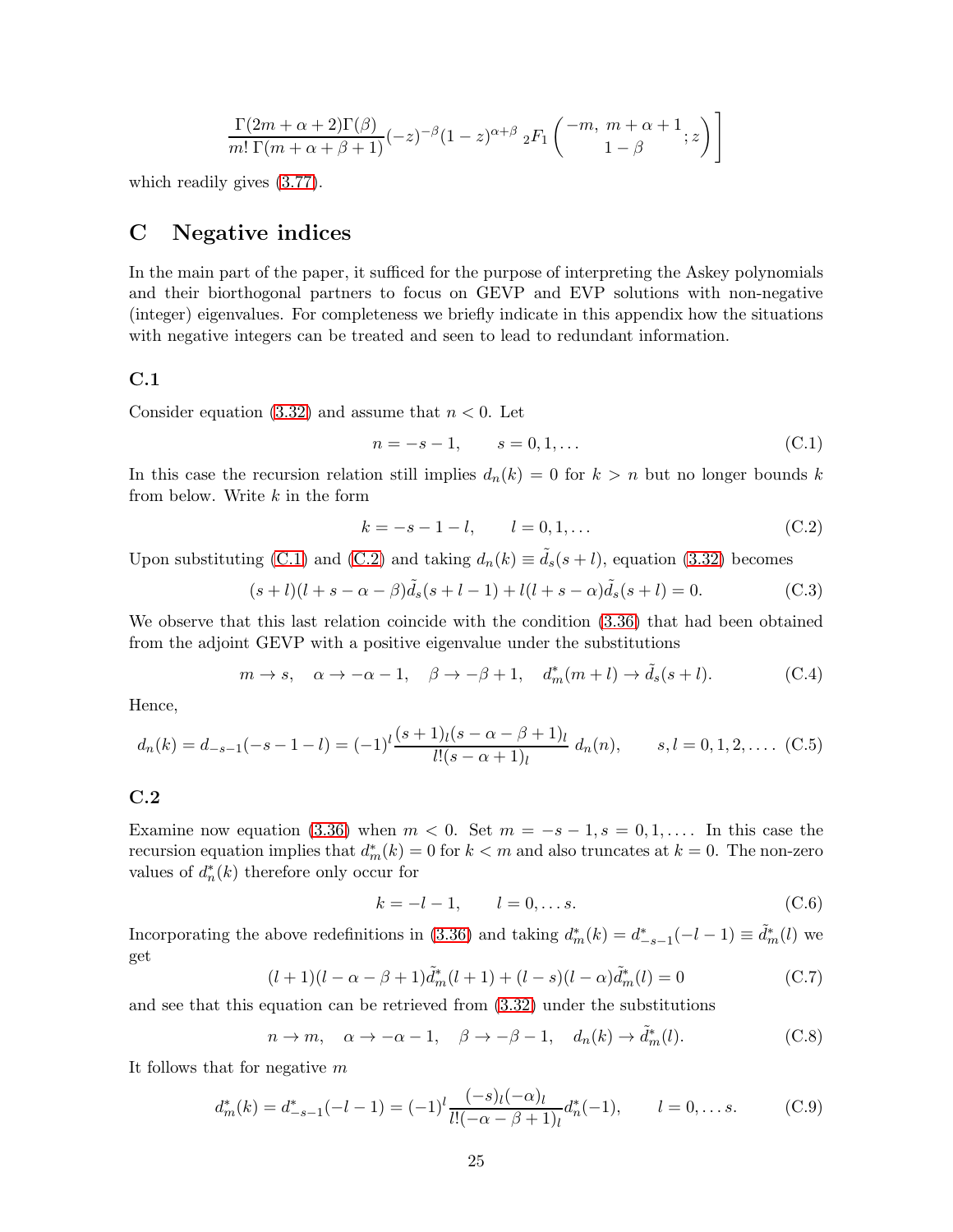$$\frac{\Gamma(2m+\alpha+2)\Gamma(\beta)}{m!\,\Gamma(m+\alpha+\beta+1)}(-z)^{-\beta}(1-z)^{\alpha+\beta}\,{}_2F_1\left(\begin{matrix}-m,\ m+\alpha+1\\ 1-\beta\end{matrix};z\right)\Bigg]$$

which readily gives (3.77).

# C Negative indices

In the main part of the paper, it sufficed for the purpose of interpreting the Askey polynomials and their biorthogonal partners to focus on GEVP and EVP solutions with non-negative (integer) eigenvalues. For completeness we briefly indicate in this appendix how the situations with negative integers can be treated and seen to lead to redundant information.

## C.1

Consider equation (3.32) and assume that $n<0$. Let

$$n=-s-1, \qquad s=0,1,\dots \tag{C.1}$$

In this case the recursion relation still implies $d_n(k)=0$ for $k>n$ but no longer bounds $k$ from below. Write $k$ in the form

$$k=-s-1-l, \qquad l=0,1,\dots \tag{C.2}$$

Upon substituting (C.1) and (C.2) and taking $d_n(k)\equiv \tilde{d}_s(s+l)$, equation (3.32) becomes

$$(s+l)(l+s-\alpha-\beta)\tilde{d}_s(s+l-1)+l(l+s-\alpha)\tilde{d}_s(s+l)=0. \tag{C.3}$$

We observe that this last relation coincide with the condition (3.36) that had been obtained from the adjoint GEVP with a positive eigenvalue under the substitutions

$$m\to s, \quad \alpha\to-\alpha-1, \quad \beta\to-\beta+1, \quad d^*_m(m+l)\to\tilde{d}_s(s+l). \tag{C.4}$$

Hence,

$$d_n(k)=d_{-s-1}(-s-1-l)=(-1)^l\frac{(s+1)_l(s-\alpha-\beta+1)_l}{l!(s-\alpha+1)_l}\,d_n(n), \qquad s,l=0,1,2,\dots. \tag{C.5}$$

## C.2

Examine now equation (3.36) when $m<0$. Set $m=-s-1, s=0,1,\dots$. In this case the recursion equation implies that $d^*_m(k)=0$ for $k<m$ and also truncates at $k=0$. The non-zero values of $d^*_n(k)$ therefore only occur for

$$k=-l-1, \qquad l=0,\dots s. \tag{C.6}$$

Incorporating the above redefinitions in (3.36) and taking $d^*_m(k)=d^*_{-s-1}(-l-1)\equiv\tilde{d}^*_m(l)$ we get

$$(l+1)(l-\alpha-\beta+1)\tilde{d}^*_m(l+1)+(l-s)(l-\alpha)\tilde{d}^*_m(l)=0 \tag{C.7}$$

and see that this equation can be retrieved from (3.32) under the substitutions

$$n\to m, \quad \alpha\to-\alpha-1, \quad \beta\to-\beta-1, \quad d_n(k)\to\tilde{d}^*_m(l). \tag{C.8}$$

It follows that for negative $m$

$$d^*_m(k)=d^*_{-s-1}(-l-1)=(-1)^l\frac{(-s)_l(-\alpha)_l}{l!(-\alpha-\beta+1)_l}d^*_n(-1), \qquad l=0,\dots s. \tag{C.9}$$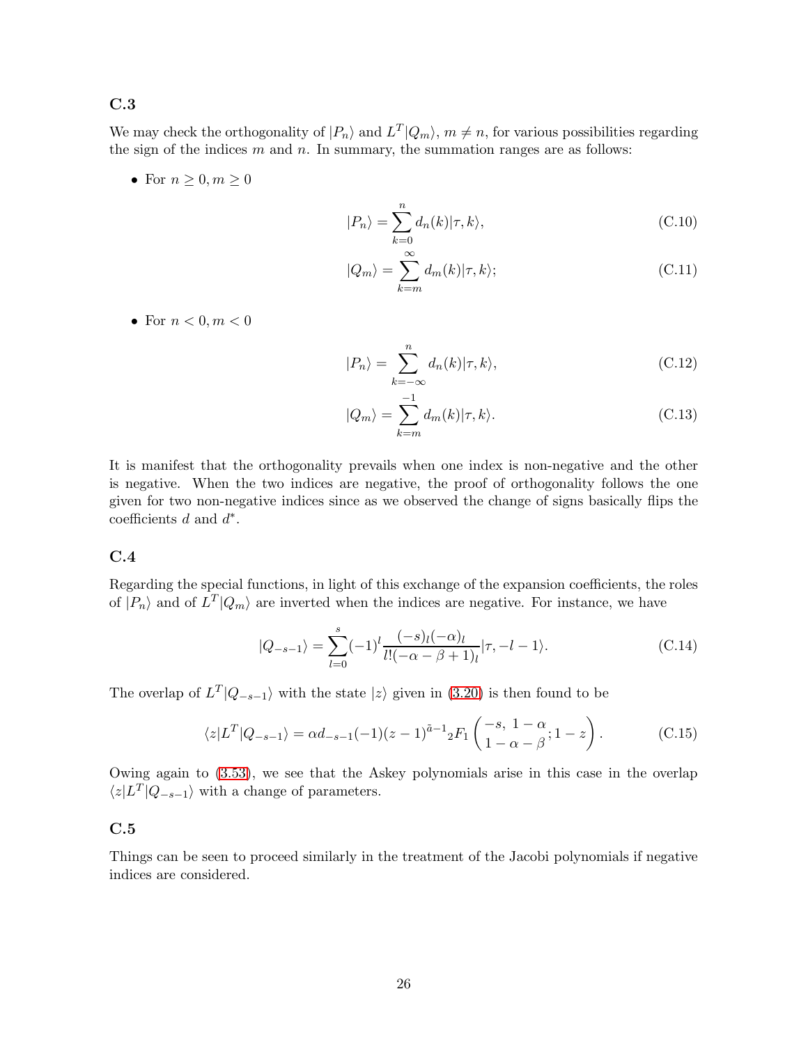### C.3

We may check the orthogonality of $|P_n\rangle$ and $L^T|Q_m\rangle$, $m \neq n$, for various possibilities regarding the sign of the indices $m$ and $n$. In summary, the summation ranges are as follows:

- For $n \geq 0, m \geq 0$

$$|P_n\rangle = \sum_{k=0}^{n} d_n(k)|\tau, k\rangle, \tag{C.10}$$

$$|Q_m\rangle = \sum_{k=m}^{\infty} d_m(k)|\tau, k\rangle; \tag{C.11}$$

- For $n < 0, m < 0$

$$|P_n\rangle = \sum_{k=-\infty}^{n} d_n(k)|\tau, k\rangle, \tag{C.12}$$

$$|Q_m\rangle = \sum_{k=m}^{-1} d_m(k)|\tau, k\rangle. \tag{C.13}$$

It is manifest that the orthogonality prevails when one index is non-negative and the other is negative. When the two indices are negative, the proof of orthogonality follows the one given for two non-negative indices since as we observed the change of signs basically flips the coefficients $d$ and $d^*$.

### C.4

Regarding the special functions, in light of this exchange of the expansion coefficients, the roles of $|P_n\rangle$ and of $L^T|Q_m\rangle$ are inverted when the indices are negative. For instance, we have

$$|Q_{-s-1}\rangle = \sum_{l=0}^{s} (-1)^l \frac{(-s)_l(-\alpha)_l}{l!(-\alpha-\beta+1)_l}|\tau, -l-1\rangle. \tag{C.14}$$

The overlap of $L^T|Q_{-s-1}\rangle$ with the state $|z\rangle$ given in (3.20) is then found to be

$$\langle z|L^T|Q_{-s-1}\rangle = \alpha d_{-s-1}(-1)(z-1)^{\tilde{a}-1}{}_2F_1\left(\begin{matrix}-s,\ 1-\alpha \\ 1-\alpha-\beta\end{matrix}; 1-z\right). \tag{C.15}$$

Owing again to (3.53), we see that the Askey polynomials arise in this case in the overlap $\langle z|L^T|Q_{-s-1}\rangle$ with a change of parameters.

### C.5

Things can be seen to proceed similarly in the treatment of the Jacobi polynomials if negative indices are considered.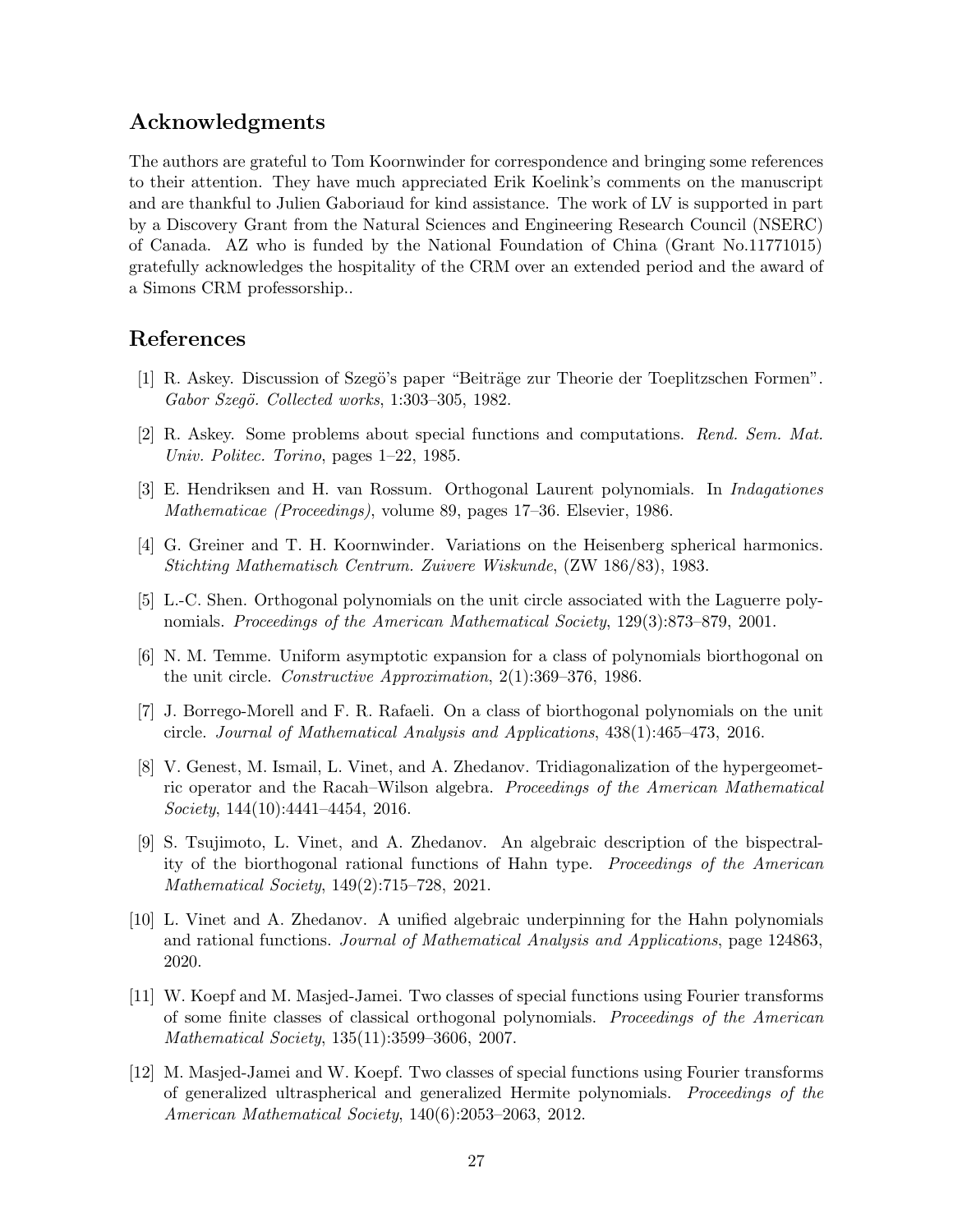## Acknowledgments

The authors are grateful to Tom Koornwinder for correspondence and bringing some references to their attention. They have much appreciated Erik Koelink's comments on the manuscript and are thankful to Julien Gaboriaud for kind assistance. The work of LV is supported in part by a Discovery Grant from the Natural Sciences and Engineering Research Council (NSERC) of Canada. AZ who is funded by the National Foundation of China (Grant No.11771015) gratefully acknowledges the hospitality of the CRM over an extended period and the award of a Simons CRM professorship..

## References

[1] R. Askey. Discussion of Szegö's paper "Beiträge zur Theorie der Toeplitzschen Formen". *Gabor Szegö. Collected works*, 1:303–305, 1982.

[2] R. Askey. Some problems about special functions and computations. *Rend. Sem. Mat. Univ. Politec. Torino*, pages 1–22, 1985.

[3] E. Hendriksen and H. van Rossum. Orthogonal Laurent polynomials. In *Indagationes Mathematicae (Proceedings)*, volume 89, pages 17–36. Elsevier, 1986.

[4] G. Greiner and T. H. Koornwinder. Variations on the Heisenberg spherical harmonics. *Stichting Mathematisch Centrum. Zuivere Wiskunde*, (ZW 186/83), 1983.

[5] L.-C. Shen. Orthogonal polynomials on the unit circle associated with the Laguerre polynomials. *Proceedings of the American Mathematical Society*, 129(3):873–879, 2001.

[6] N. M. Temme. Uniform asymptotic expansion for a class of polynomials biorthogonal on the unit circle. *Constructive Approximation*, 2(1):369–376, 1986.

[7] J. Borrego-Morell and F. R. Rafaeli. On a class of biorthogonal polynomials on the unit circle. *Journal of Mathematical Analysis and Applications*, 438(1):465–473, 2016.

[8] V. Genest, M. Ismail, L. Vinet, and A. Zhedanov. Tridiagonalization of the hypergeometric operator and the Racah–Wilson algebra. *Proceedings of the American Mathematical Society*, 144(10):4441–4454, 2016.

[9] S. Tsujimoto, L. Vinet, and A. Zhedanov. An algebraic description of the bispectrality of the biorthogonal rational functions of Hahn type. *Proceedings of the American Mathematical Society*, 149(2):715–728, 2021.

[10] L. Vinet and A. Zhedanov. A unified algebraic underpinning for the Hahn polynomials and rational functions. *Journal of Mathematical Analysis and Applications*, page 124863, 2020.

[11] W. Koepf and M. Masjed-Jamei. Two classes of special functions using Fourier transforms of some finite classes of classical orthogonal polynomials. *Proceedings of the American Mathematical Society*, 135(11):3599–3606, 2007.

[12] M. Masjed-Jamei and W. Koepf. Two classes of special functions using Fourier transforms of generalized ultraspherical and generalized Hermite polynomials. *Proceedings of the American Mathematical Society*, 140(6):2053–2063, 2012.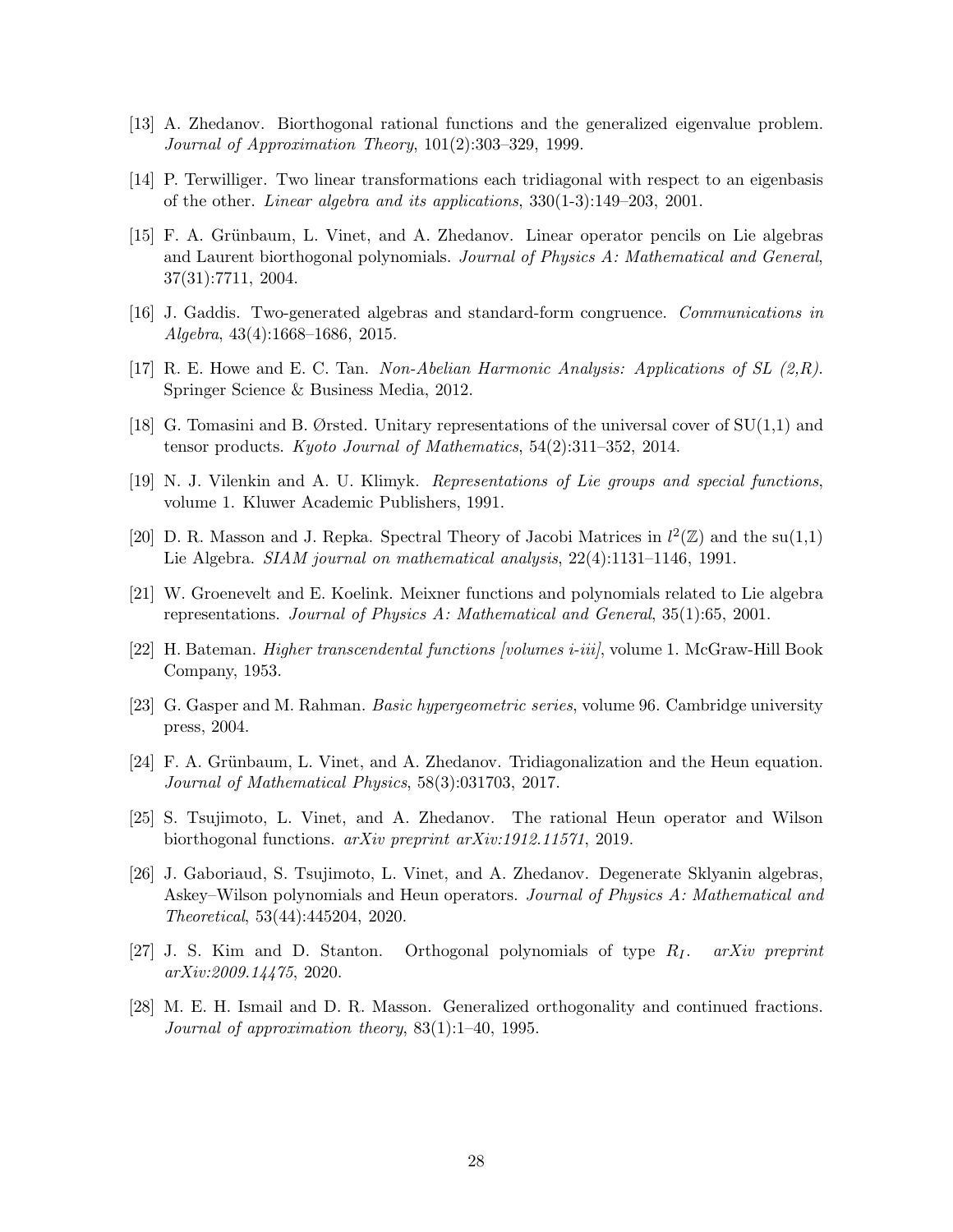[13] A. Zhedanov. Biorthogonal rational functions and the generalized eigenvalue problem. *Journal of Approximation Theory*, 101(2):303–329, 1999.

[14] P. Terwilliger. Two linear transformations each tridiagonal with respect to an eigenbasis of the other. *Linear algebra and its applications*, 330(1-3):149–203, 2001.

[15] F. A. Grünbaum, L. Vinet, and A. Zhedanov. Linear operator pencils on Lie algebras and Laurent biorthogonal polynomials. *Journal of Physics A: Mathematical and General*, 37(31):7711, 2004.

[16] J. Gaddis. Two-generated algebras and standard-form congruence. *Communications in Algebra*, 43(4):1668–1686, 2015.

[17] R. E. Howe and E. C. Tan. *Non-Abelian Harmonic Analysis: Applications of SL (2,R)*. Springer Science & Business Media, 2012.

[18] G. Tomasini and B. Ørsted. Unitary representations of the universal cover of SU(1,1) and tensor products. *Kyoto Journal of Mathematics*, 54(2):311–352, 2014.

[19] N. J. Vilenkin and A. U. Klimyk. *Representations of Lie groups and special functions*, volume 1. Kluwer Academic Publishers, 1991.

[20] D. R. Masson and J. Repka. Spectral Theory of Jacobi Matrices in $l^2(\mathbb{Z})$ and the su(1,1) Lie Algebra. *SIAM journal on mathematical analysis*, 22(4):1131–1146, 1991.

[21] W. Groenevelt and E. Koelink. Meixner functions and polynomials related to Lie algebra representations. *Journal of Physics A: Mathematical and General*, 35(1):65, 2001.

[22] H. Bateman. *Higher transcendental functions [volumes i-iii]*, volume 1. McGraw-Hill Book Company, 1953.

[23] G. Gasper and M. Rahman. *Basic hypergeometric series*, volume 96. Cambridge university press, 2004.

[24] F. A. Grünbaum, L. Vinet, and A. Zhedanov. Tridiagonalization and the Heun equation. *Journal of Mathematical Physics*, 58(3):031703, 2017.

[25] S. Tsujimoto, L. Vinet, and A. Zhedanov. The rational Heun operator and Wilson biorthogonal functions. *arXiv preprint arXiv:1912.11571*, 2019.

[26] J. Gaboriaud, S. Tsujimoto, L. Vinet, and A. Zhedanov. Degenerate Sklyanin algebras, Askey–Wilson polynomials and Heun operators. *Journal of Physics A: Mathematical and Theoretical*, 53(44):445204, 2020.

[27] J. S. Kim and D. Stanton. Orthogonal polynomials of type $R_I$. *arXiv preprint arXiv:2009.14475*, 2020.

[28] M. E. H. Ismail and D. R. Masson. Generalized orthogonality and continued fractions. *Journal of approximation theory*, 83(1):1–40, 1995.